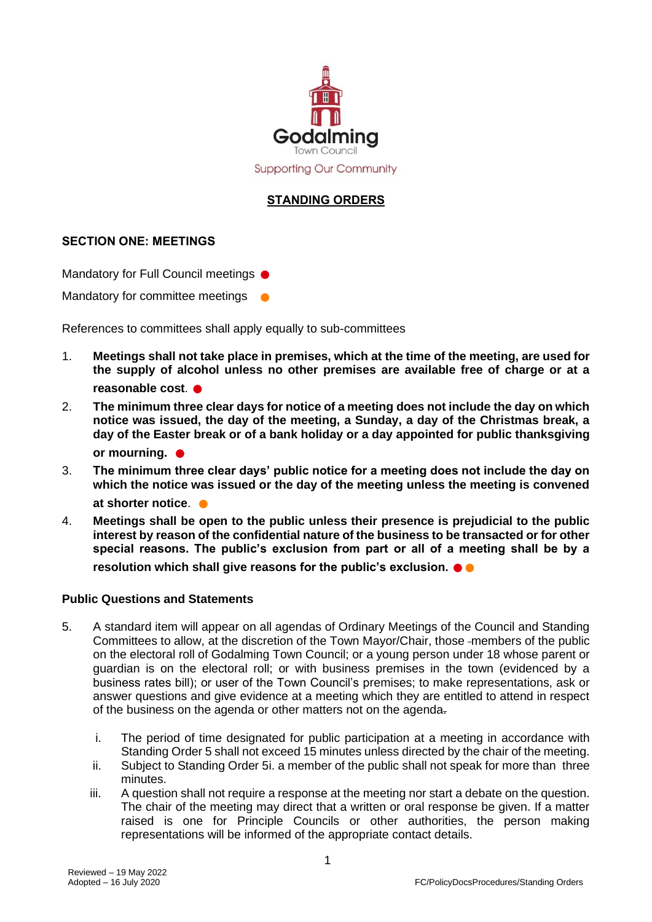Godalming Town Council

Supporting Our Community

# STANDING ORDERS

## SECTION ONE: MEETINGS

Mandatory for Full Council meetings ●

Mandatory for committee meetings ●

References to committees shall apply equally to sub-committees

1. **Meetings shall not take place in premises, which at the time of the meeting, are used for the supply of alcohol unless no other premises are available free of charge or at a reasonable cost**. ●
2. **The minimum three clear days for notice of a meeting does not include the day on which notice was issued, the day of the meeting, a Sunday, a day of the Christmas break, a day of the Easter break or of a bank holiday or a day appointed for public thanksgiving or mourning.** ●
3. **The minimum three clear days' public notice for a meeting does not include the day on which the notice was issued or the day of the meeting unless the meeting is convened at shorter notice**. ●
4. **Meetings shall be open to the public unless their presence is prejudicial to the public interest by reason of the confidential nature of the business to be transacted or for other special reasons. The public's exclusion from part or all of a meeting shall be by a resolution which shall give reasons for the public's exclusion.** ●●

### Public Questions and Statements

5. A standard item will appear on all agendas of Ordinary Meetings of the Council and Standing Committees to allow, at the discretion of the Town Mayor/Chair, those members of the public on the electoral roll of Godalming Town Council; or a young person under 18 whose parent or guardian is on the electoral roll; or with business premises in the town (evidenced by a business rates bill); or user of the Town Council's premises; to make representations, ask or answer questions and give evidence at a meeting which they are entitled to attend in respect of the business on the agenda or other matters not on the agenda.
   i. The period of time designated for public participation at a meeting in accordance with Standing Order 5 shall not exceed 15 minutes unless directed by the chair of the meeting.
   ii. Subject to Standing Order 5i. a member of the public shall not speak for more than three minutes.
   iii. A question shall not require a response at the meeting nor start a debate on the question. The chair of the meeting may direct that a written or oral response be given. If a matter raised is one for Principle Councils or other authorities, the person making representations will be informed of the appropriate contact details.

Reviewed – 19 May 2022
Adopted – 16 July 2020

FC/PolicyDocsProcedures/Standing Orders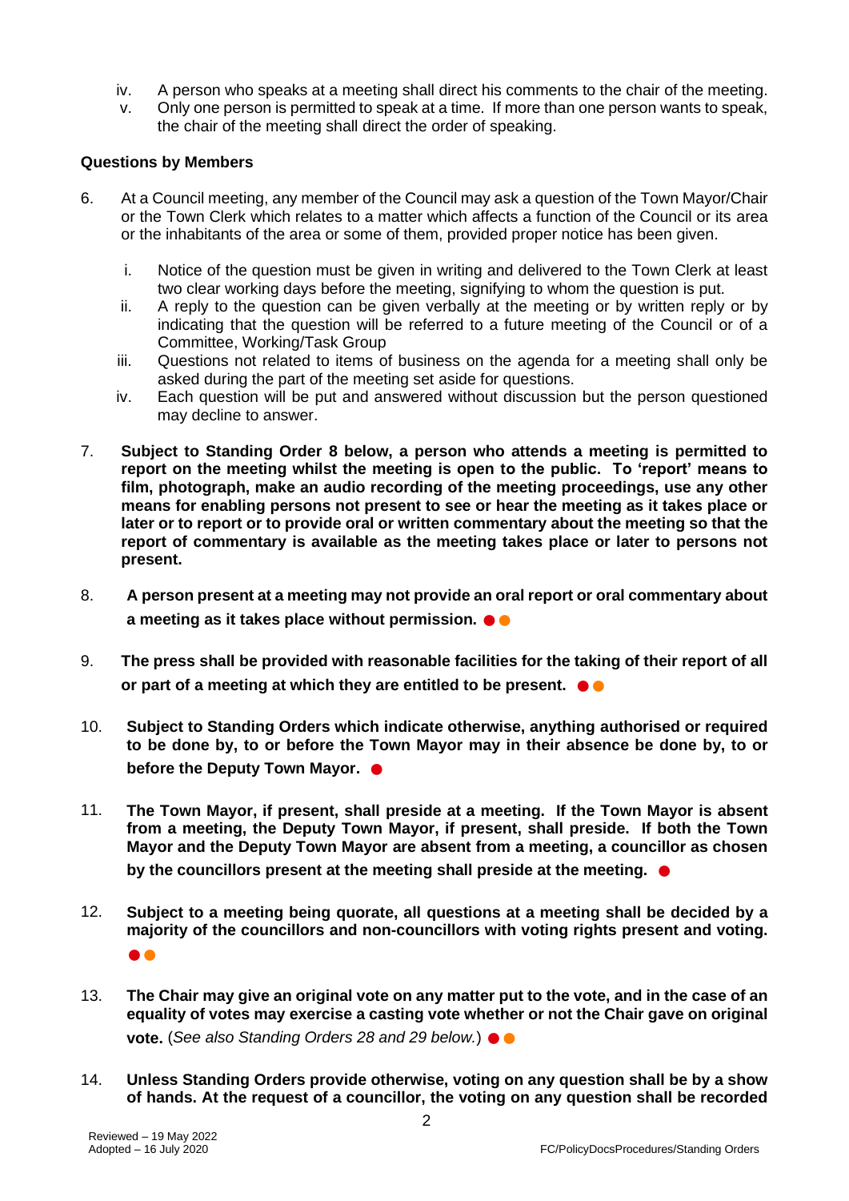iv. A person who speaks at a meeting shall direct his comments to the chair of the meeting.
v. Only one person is permitted to speak at a time. If more than one person wants to speak, the chair of the meeting shall direct the order of speaking.

**Questions by Members**

6. At a Council meeting, any member of the Council may ask a question of the Town Mayor/Chair or the Town Clerk which relates to a matter which affects a function of the Council or its area or the inhabitants of the area or some of them, provided proper notice has been given.

   i. Notice of the question must be given in writing and delivered to the Town Clerk at least two clear working days before the meeting, signifying to whom the question is put.
   ii. A reply to the question can be given verbally at the meeting or by written reply or by indicating that the question will be referred to a future meeting of the Council or of a Committee, Working/Task Group
   iii. Questions not related to items of business on the agenda for a meeting shall only be asked during the part of the meeting set aside for questions.
   iv. Each question will be put and answered without discussion but the person questioned may decline to answer.

7. **Subject to Standing Order 8 below, a person who attends a meeting is permitted to report on the meeting whilst the meeting is open to the public. To 'report' means to film, photograph, make an audio recording of the meeting proceedings, use any other means for enabling persons not present to see or hear the meeting as it takes place or later or to report or to provide oral or written commentary about the meeting so that the report of commentary is available as the meeting takes place or later to persons not present.**

8. **A person present at a meeting may not provide an oral report or oral commentary about a meeting as it takes place without permission.** ● ●

9. **The press shall be provided with reasonable facilities for the taking of their report of all or part of a meeting at which they are entitled to be present.** ● ●

10. **Subject to Standing Orders which indicate otherwise, anything authorised or required to be done by, to or before the Town Mayor may in their absence be done by, to or before the Deputy Town Mayor.** ●

11. **The Town Mayor, if present, shall preside at a meeting. If the Town Mayor is absent from a meeting, the Deputy Town Mayor, if present, shall preside. If both the Town Mayor and the Deputy Town Mayor are absent from a meeting, a councillor as chosen by the councillors present at the meeting shall preside at the meeting.** ●

12. **Subject to a meeting being quorate, all questions at a meeting shall be decided by a majority of the councillors and non-councillors with voting rights present and voting.** ● ●

13. **The Chair may give an original vote on any matter put to the vote, and in the case of an equality of votes may exercise a casting vote whether or not the Chair gave on original vote.** (*See also Standing Orders 28 and 29 below.*) ● ●

14. **Unless Standing Orders provide otherwise, voting on any question shall be by a show of hands. At the request of a councillor, the voting on any question shall be recorded**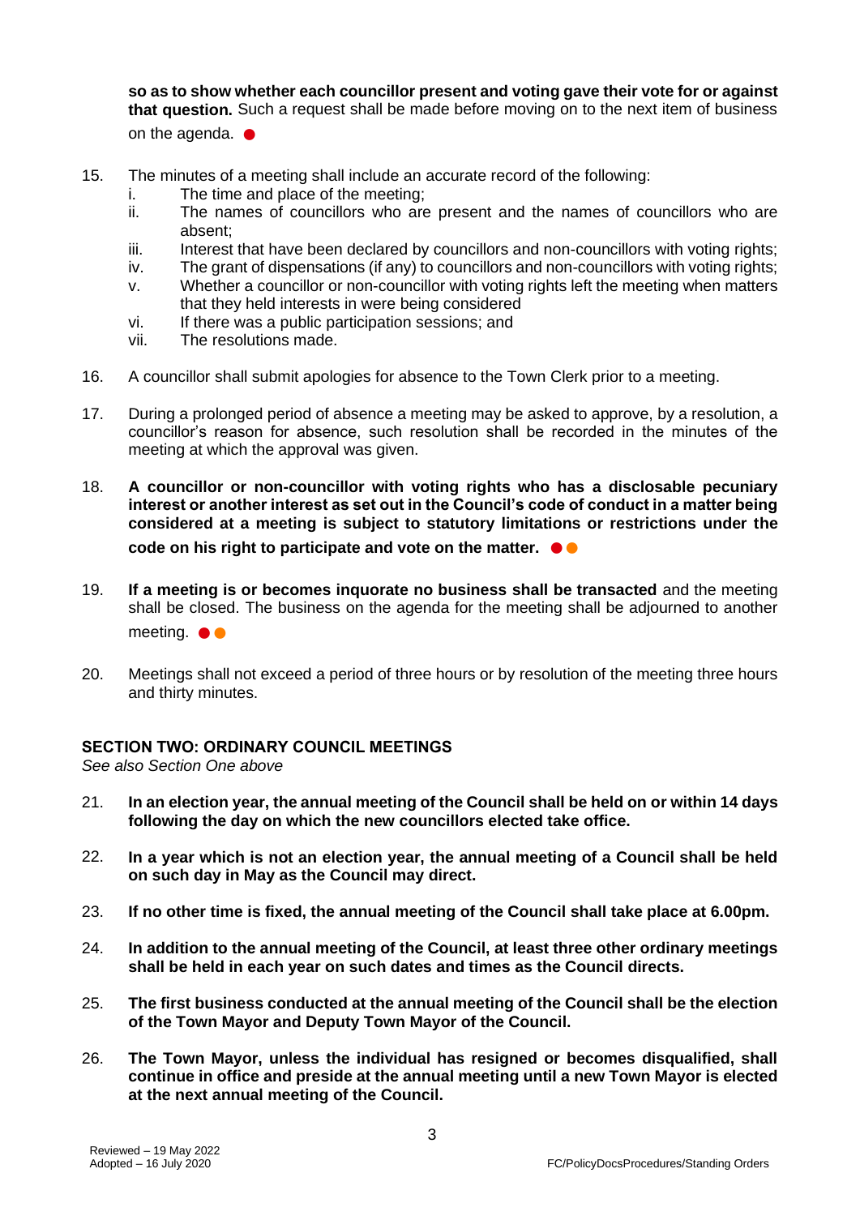**so as to show whether each councillor present and voting gave their vote for or against that question.** Such a request shall be made before moving on to the next item of business on the agenda. ●

15. The minutes of a meeting shall include an accurate record of the following:
    i. The time and place of the meeting;
    ii. The names of councillors who are present and the names of councillors who are absent;
    iii. Interest that have been declared by councillors and non-councillors with voting rights;
    iv. The grant of dispensations (if any) to councillors and non-councillors with voting rights;
    v. Whether a councillor or non-councillor with voting rights left the meeting when matters that they held interests in were being considered
    vi. If there was a public participation sessions; and
    vii. The resolutions made.

16. A councillor shall submit apologies for absence to the Town Clerk prior to a meeting.

17. During a prolonged period of absence a meeting may be asked to approve, by a resolution, a councillor's reason for absence, such resolution shall be recorded in the minutes of the meeting at which the approval was given.

18. **A councillor or non-councillor with voting rights who has a disclosable pecuniary interest or another interest as set out in the Council's code of conduct in a matter being considered at a meeting is subject to statutory limitations or restrictions under the code on his right to participate and vote on the matter.** ●●

19. **If a meeting is or becomes inquorate no business shall be transacted** and the meeting shall be closed. The business on the agenda for the meeting shall be adjourned to another meeting. ●●

20. Meetings shall not exceed a period of three hours or by resolution of the meeting three hours and thirty minutes.

## SECTION TWO: ORDINARY COUNCIL MEETINGS

*See also Section One above*

21. **In an election year, the annual meeting of the Council shall be held on or within 14 days following the day on which the new councillors elected take office.**

22. **In a year which is not an election year, the annual meeting of a Council shall be held on such day in May as the Council may direct.**

23. **If no other time is fixed, the annual meeting of the Council shall take place at 6.00pm.**

24. **In addition to the annual meeting of the Council, at least three other ordinary meetings shall be held in each year on such dates and times as the Council directs.**

25. **The first business conducted at the annual meeting of the Council shall be the election of the Town Mayor and Deputy Town Mayor of the Council.**

26. **The Town Mayor, unless the individual has resigned or becomes disqualified, shall continue in office and preside at the annual meeting until a new Town Mayor is elected at the next annual meeting of the Council.**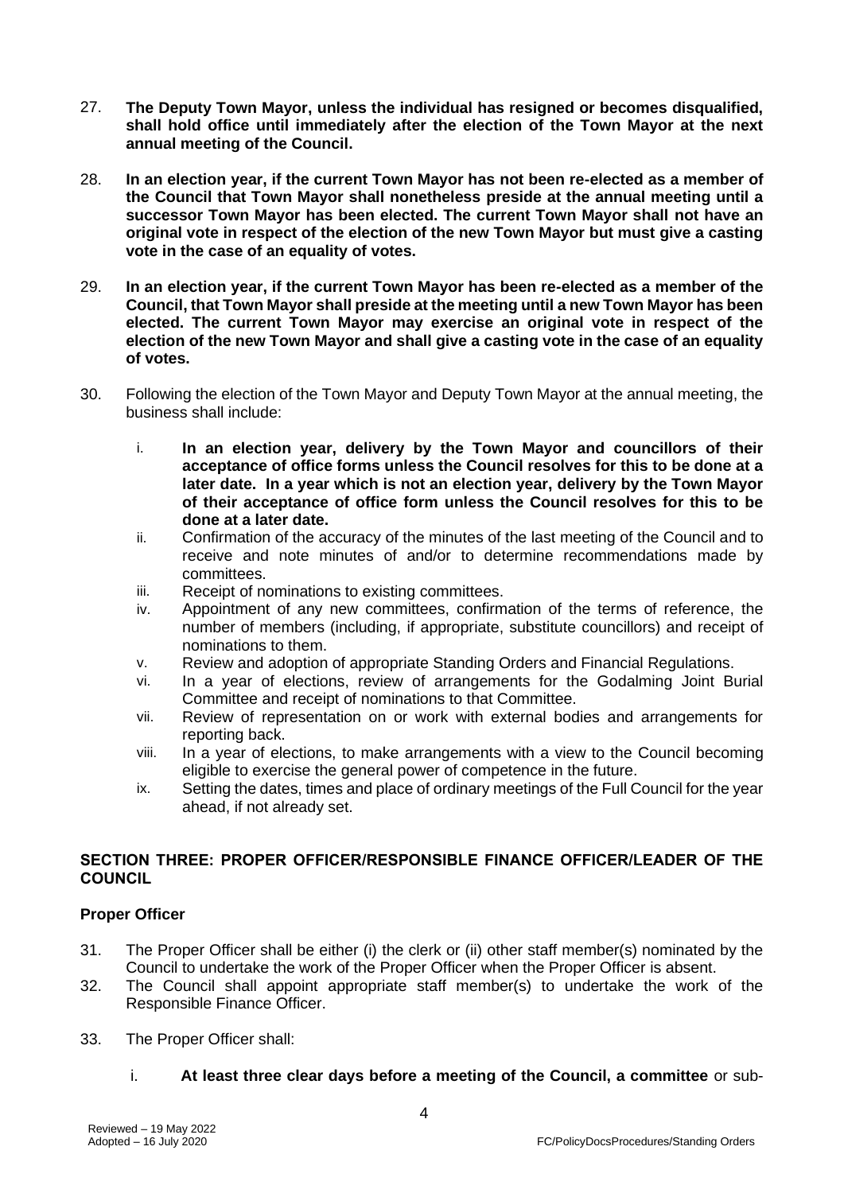27. **The Deputy Town Mayor, unless the individual has resigned or becomes disqualified, shall hold office until immediately after the election of the Town Mayor at the next annual meeting of the Council.**

28. **In an election year, if the current Town Mayor has not been re-elected as a member of the Council that Town Mayor shall nonetheless preside at the annual meeting until a successor Town Mayor has been elected. The current Town Mayor shall not have an original vote in respect of the election of the new Town Mayor but must give a casting vote in the case of an equality of votes.**

29. **In an election year, if the current Town Mayor has been re-elected as a member of the Council, that Town Mayor shall preside at the meeting until a new Town Mayor has been elected. The current Town Mayor may exercise an original vote in respect of the election of the new Town Mayor and shall give a casting vote in the case of an equality of votes.**

30. Following the election of the Town Mayor and Deputy Town Mayor at the annual meeting, the business shall include:

    i. **In an election year, delivery by the Town Mayor and councillors of their acceptance of office forms unless the Council resolves for this to be done at a later date. In a year which is not an election year, delivery by the Town Mayor of their acceptance of office form unless the Council resolves for this to be done at a later date.**
    ii. Confirmation of the accuracy of the minutes of the last meeting of the Council and to receive and note minutes of and/or to determine recommendations made by committees.
    iii. Receipt of nominations to existing committees.
    iv. Appointment of any new committees, confirmation of the terms of reference, the number of members (including, if appropriate, substitute councillors) and receipt of nominations to them.
    v. Review and adoption of appropriate Standing Orders and Financial Regulations.
    vi. In a year of elections, review of arrangements for the Godalming Joint Burial Committee and receipt of nominations to that Committee.
    vii. Review of representation on or work with external bodies and arrangements for reporting back.
    viii. In a year of elections, to make arrangements with a view to the Council becoming eligible to exercise the general power of competence in the future.
    ix. Setting the dates, times and place of ordinary meetings of the Full Council for the year ahead, if not already set.

## SECTION THREE: PROPER OFFICER/RESPONSIBLE FINANCE OFFICER/LEADER OF THE COUNCIL

### Proper Officer

31. The Proper Officer shall be either (i) the clerk or (ii) other staff member(s) nominated by the Council to undertake the work of the Proper Officer when the Proper Officer is absent.
32. The Council shall appoint appropriate staff member(s) to undertake the work of the Responsible Finance Officer.

33. The Proper Officer shall:

    i. **At least three clear days before a meeting of the Council, a committee** or sub-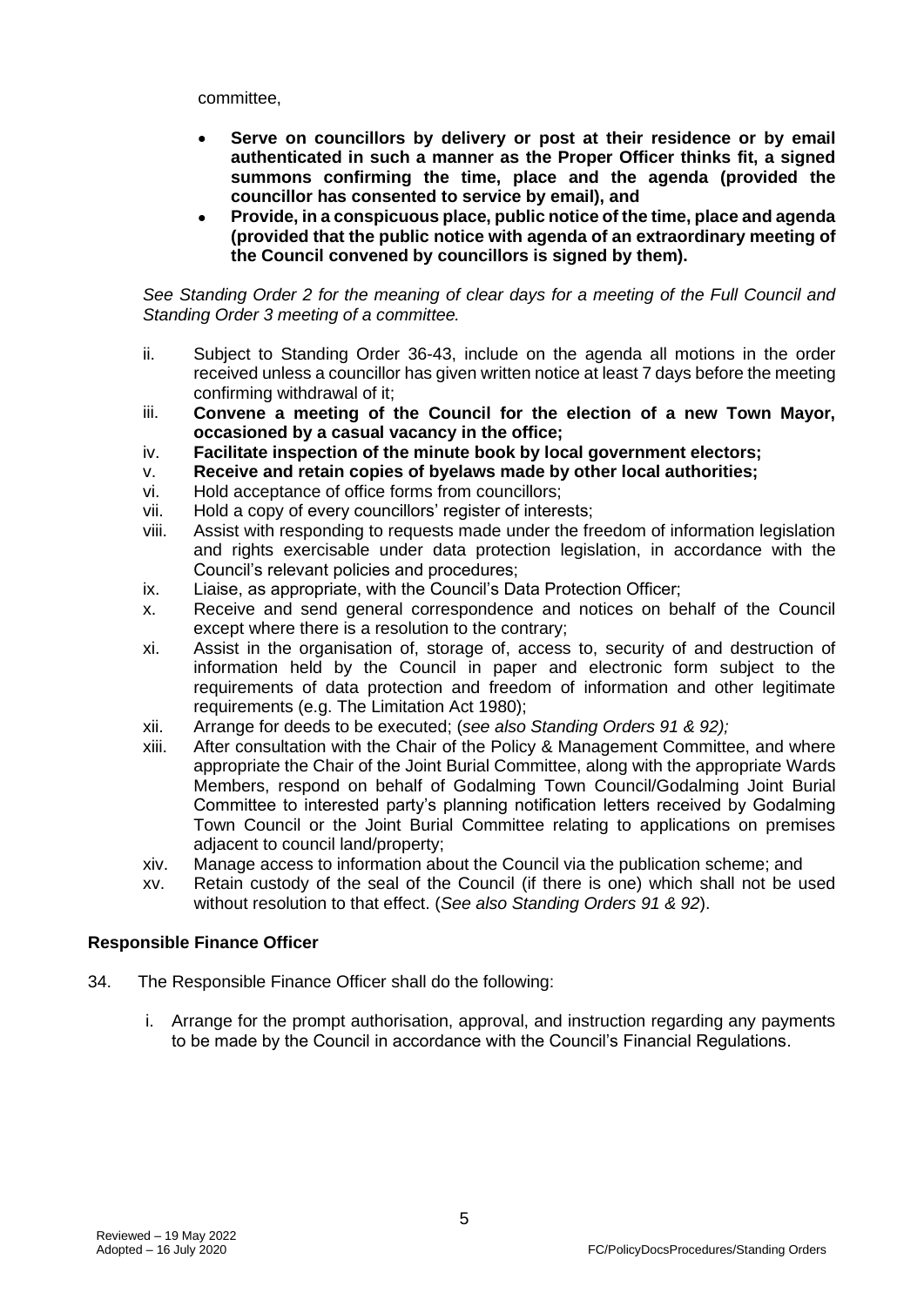committee,

- **Serve on councillors by delivery or post at their residence or by email authenticated in such a manner as the Proper Officer thinks fit, a signed summons confirming the time, place and the agenda (provided the councillor has consented to service by email), and**
- **Provide, in a conspicuous place, public notice of the time, place and agenda (provided that the public notice with agenda of an extraordinary meeting of the Council convened by councillors is signed by them).**

*See Standing Order 2 for the meaning of clear days for a meeting of the Full Council and Standing Order 3 meeting of a committee.*

ii. Subject to Standing Order 36-43, include on the agenda all motions in the order received unless a councillor has given written notice at least 7 days before the meeting confirming withdrawal of it;

iii. **Convene a meeting of the Council for the election of a new Town Mayor, occasioned by a casual vacancy in the office;**

iv. **Facilitate inspection of the minute book by local government electors;**

v. **Receive and retain copies of byelaws made by other local authorities;**

vi. Hold acceptance of office forms from councillors;

vii. Hold a copy of every councillors' register of interests;

viii. Assist with responding to requests made under the freedom of information legislation and rights exercisable under data protection legislation, in accordance with the Council's relevant policies and procedures;

ix. Liaise, as appropriate, with the Council's Data Protection Officer;

x. Receive and send general correspondence and notices on behalf of the Council except where there is a resolution to the contrary;

xi. Assist in the organisation of, storage of, access to, security of and destruction of information held by the Council in paper and electronic form subject to the requirements of data protection and freedom of information and other legitimate requirements (e.g. The Limitation Act 1980);

xii. Arrange for deeds to be executed; (*see also Standing Orders 91 & 92);*

xiii. After consultation with the Chair of the Policy & Management Committee, and where appropriate the Chair of the Joint Burial Committee, along with the appropriate Wards Members, respond on behalf of Godalming Town Council/Godalming Joint Burial Committee to interested party's planning notification letters received by Godalming Town Council or the Joint Burial Committee relating to applications on premises adjacent to council land/property;

xiv. Manage access to information about the Council via the publication scheme; and

xv. Retain custody of the seal of the Council (if there is one) which shall not be used without resolution to that effect. (*See also Standing Orders 91 & 92*).

## Responsible Finance Officer

34. The Responsible Finance Officer shall do the following:

    i. Arrange for the prompt authorisation, approval, and instruction regarding any payments to be made by the Council in accordance with the Council's Financial Regulations.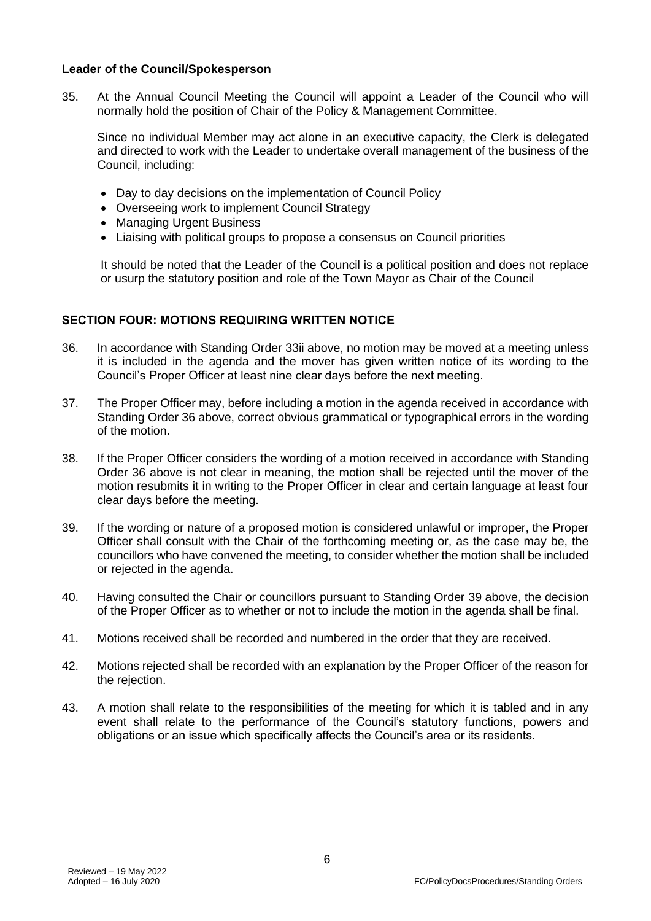### Leader of the Council/Spokesperson

35. At the Annual Council Meeting the Council will appoint a Leader of the Council who will normally hold the position of Chair of the Policy & Management Committee.

    Since no individual Member may act alone in an executive capacity, the Clerk is delegated and directed to work with the Leader to undertake overall management of the business of the Council, including:

    - Day to day decisions on the implementation of Council Policy
    - Overseeing work to implement Council Strategy
    - Managing Urgent Business
    - Liaising with political groups to propose a consensus on Council priorities

    It should be noted that the Leader of the Council is a political position and does not replace or usurp the statutory position and role of the Town Mayor as Chair of the Council

## SECTION FOUR: MOTIONS REQUIRING WRITTEN NOTICE

36. In accordance with Standing Order 33ii above, no motion may be moved at a meeting unless it is included in the agenda and the mover has given written notice of its wording to the Council's Proper Officer at least nine clear days before the next meeting.

37. The Proper Officer may, before including a motion in the agenda received in accordance with Standing Order 36 above, correct obvious grammatical or typographical errors in the wording of the motion.

38. If the Proper Officer considers the wording of a motion received in accordance with Standing Order 36 above is not clear in meaning, the motion shall be rejected until the mover of the motion resubmits it in writing to the Proper Officer in clear and certain language at least four clear days before the meeting.

39. If the wording or nature of a proposed motion is considered unlawful or improper, the Proper Officer shall consult with the Chair of the forthcoming meeting or, as the case may be, the councillors who have convened the meeting, to consider whether the motion shall be included or rejected in the agenda.

40. Having consulted the Chair or councillors pursuant to Standing Order 39 above, the decision of the Proper Officer as to whether or not to include the motion in the agenda shall be final.

41. Motions received shall be recorded and numbered in the order that they are received.

42. Motions rejected shall be recorded with an explanation by the Proper Officer of the reason for the rejection.

43. A motion shall relate to the responsibilities of the meeting for which it is tabled and in any event shall relate to the performance of the Council's statutory functions, powers and obligations or an issue which specifically affects the Council's area or its residents.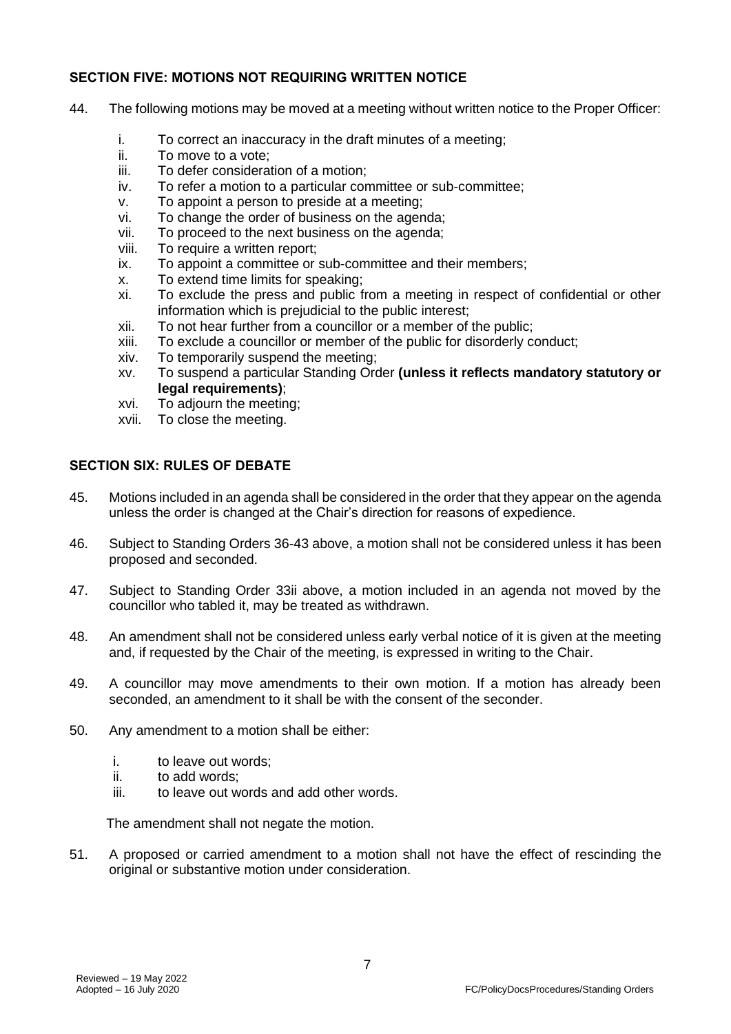## SECTION FIVE: MOTIONS NOT REQUIRING WRITTEN NOTICE

44. The following motions may be moved at a meeting without written notice to the Proper Officer:

    i. To correct an inaccuracy in the draft minutes of a meeting;
    ii. To move to a vote;
    iii. To defer consideration of a motion;
    iv. To refer a motion to a particular committee or sub-committee;
    v. To appoint a person to preside at a meeting;
    vi. To change the order of business on the agenda;
    vii. To proceed to the next business on the agenda;
    viii. To require a written report;
    ix. To appoint a committee or sub-committee and their members;
    x. To extend time limits for speaking;
    xi. To exclude the press and public from a meeting in respect of confidential or other information which is prejudicial to the public interest;
    xii. To not hear further from a councillor or a member of the public;
    xiii. To exclude a councillor or member of the public for disorderly conduct;
    xiv. To temporarily suspend the meeting;
    xv. To suspend a particular Standing Order **(unless it reflects mandatory statutory or legal requirements)**;
    xvi. To adjourn the meeting;
    xvii. To close the meeting.

## SECTION SIX: RULES OF DEBATE

45. Motions included in an agenda shall be considered in the order that they appear on the agenda unless the order is changed at the Chair's direction for reasons of expedience.

46. Subject to Standing Orders 36-43 above, a motion shall not be considered unless it has been proposed and seconded.

47. Subject to Standing Order 33ii above, a motion included in an agenda not moved by the councillor who tabled it, may be treated as withdrawn.

48. An amendment shall not be considered unless early verbal notice of it is given at the meeting and, if requested by the Chair of the meeting, is expressed in writing to the Chair.

49. A councillor may move amendments to their own motion. If a motion has already been seconded, an amendment to it shall be with the consent of the seconder.

50. Any amendment to a motion shall be either:

    i. to leave out words;
    ii. to add words;
    iii. to leave out words and add other words.

    The amendment shall not negate the motion.

51. A proposed or carried amendment to a motion shall not have the effect of rescinding the original or substantive motion under consideration.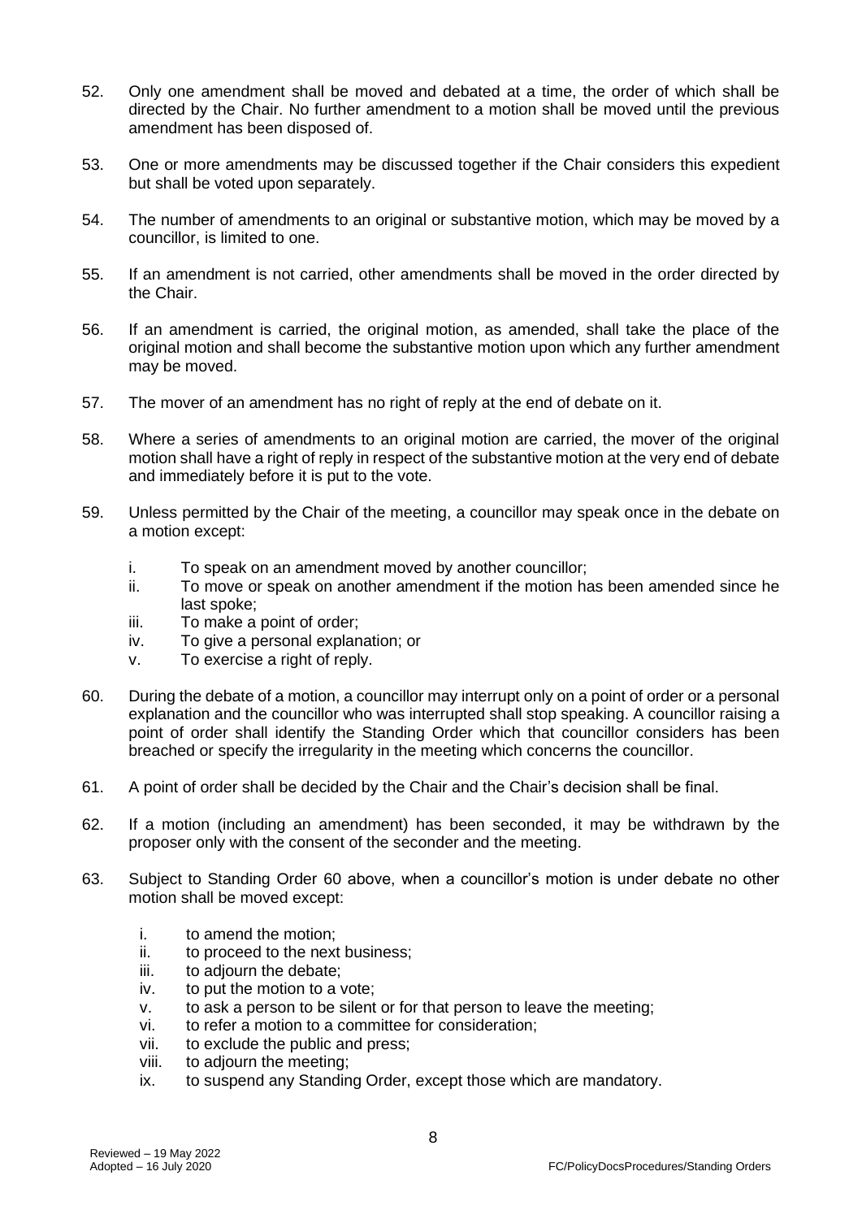52. Only one amendment shall be moved and debated at a time, the order of which shall be directed by the Chair. No further amendment to a motion shall be moved until the previous amendment has been disposed of.

53. One or more amendments may be discussed together if the Chair considers this expedient but shall be voted upon separately.

54. The number of amendments to an original or substantive motion, which may be moved by a councillor, is limited to one.

55. If an amendment is not carried, other amendments shall be moved in the order directed by the Chair.

56. If an amendment is carried, the original motion, as amended, shall take the place of the original motion and shall become the substantive motion upon which any further amendment may be moved.

57. The mover of an amendment has no right of reply at the end of debate on it.

58. Where a series of amendments to an original motion are carried, the mover of the original motion shall have a right of reply in respect of the substantive motion at the very end of debate and immediately before it is put to the vote.

59. Unless permitted by the Chair of the meeting, a councillor may speak once in the debate on a motion except:

    i. To speak on an amendment moved by another councillor;
    ii. To move or speak on another amendment if the motion has been amended since he last spoke;
    iii. To make a point of order;
    iv. To give a personal explanation; or
    v. To exercise a right of reply.

60. During the debate of a motion, a councillor may interrupt only on a point of order or a personal explanation and the councillor who was interrupted shall stop speaking. A councillor raising a point of order shall identify the Standing Order which that councillor considers has been breached or specify the irregularity in the meeting which concerns the councillor.

61. A point of order shall be decided by the Chair and the Chair's decision shall be final.

62. If a motion (including an amendment) has been seconded, it may be withdrawn by the proposer only with the consent of the seconder and the meeting.

63. Subject to Standing Order 60 above, when a councillor's motion is under debate no other motion shall be moved except:

    i. to amend the motion;
    ii. to proceed to the next business;
    iii. to adjourn the debate;
    iv. to put the motion to a vote;
    v. to ask a person to be silent or for that person to leave the meeting;
    vi. to refer a motion to a committee for consideration;
    vii. to exclude the public and press;
    viii. to adjourn the meeting;
    ix. to suspend any Standing Order, except those which are mandatory.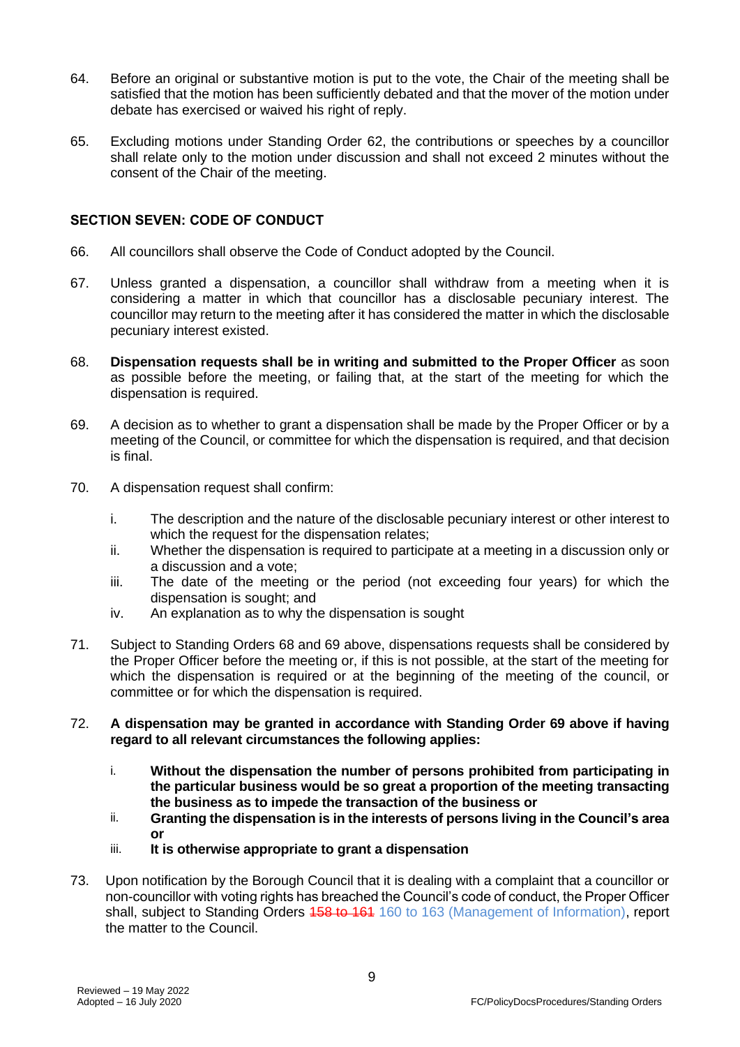64. Before an original or substantive motion is put to the vote, the Chair of the meeting shall be satisfied that the motion has been sufficiently debated and that the mover of the motion under debate has exercised or waived his right of reply.

65. Excluding motions under Standing Order 62, the contributions or speeches by a councillor shall relate only to the motion under discussion and shall not exceed 2 minutes without the consent of the Chair of the meeting.

### SECTION SEVEN: CODE OF CONDUCT

66. All councillors shall observe the Code of Conduct adopted by the Council.

67. Unless granted a dispensation, a councillor shall withdraw from a meeting when it is considering a matter in which that councillor has a disclosable pecuniary interest. The councillor may return to the meeting after it has considered the matter in which the disclosable pecuniary interest existed.

68. **Dispensation requests shall be in writing and submitted to the Proper Officer** as soon as possible before the meeting, or failing that, at the start of the meeting for which the dispensation is required.

69. A decision as to whether to grant a dispensation shall be made by the Proper Officer or by a meeting of the Council, or committee for which the dispensation is required, and that decision is final.

70. A dispensation request shall confirm:

    i. The description and the nature of the disclosable pecuniary interest or other interest to which the request for the dispensation relates;
    ii. Whether the dispensation is required to participate at a meeting in a discussion only or a discussion and a vote;
    iii. The date of the meeting or the period (not exceeding four years) for which the dispensation is sought; and
    iv. An explanation as to why the dispensation is sought

71. Subject to Standing Orders 68 and 69 above, dispensations requests shall be considered by the Proper Officer before the meeting or, if this is not possible, at the start of the meeting for which the dispensation is required or at the beginning of the meeting of the council, or committee or for which the dispensation is required.

72. **A dispensation may be granted in accordance with Standing Order 69 above if having regard to all relevant circumstances the following applies:**

    i. **Without the dispensation the number of persons prohibited from participating in the particular business would be so great a proportion of the meeting transacting the business as to impede the transaction of the business or**
    ii. **Granting the dispensation is in the interests of persons living in the Council's area or**
    iii. **It is otherwise appropriate to grant a dispensation**

73. Upon notification by the Borough Council that it is dealing with a complaint that a councillor or non-councillor with voting rights has breached the Council's code of conduct, the Proper Officer shall, subject to Standing Orders ~~158 to 161~~ 160 to 163 (Management of Information), report the matter to the Council.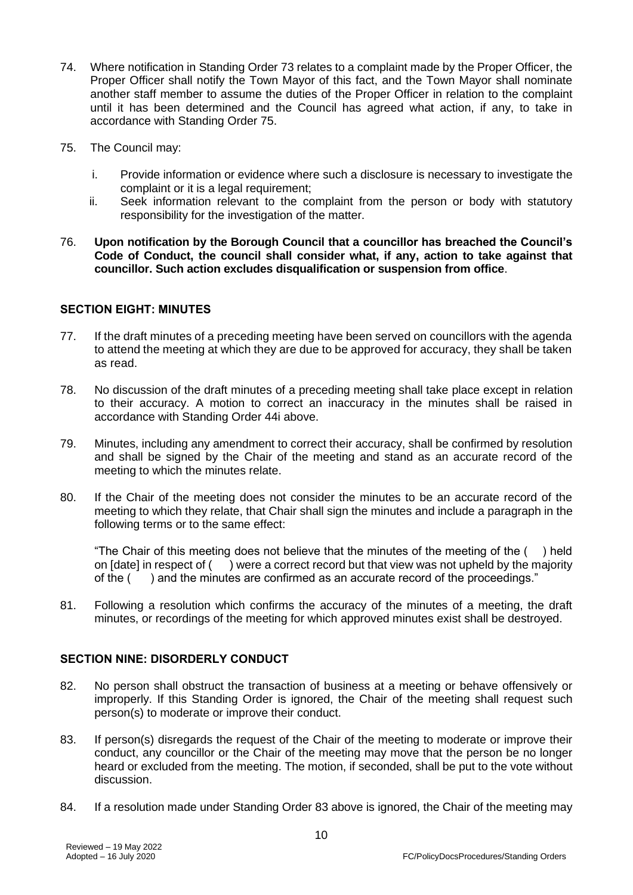74. Where notification in Standing Order 73 relates to a complaint made by the Proper Officer, the Proper Officer shall notify the Town Mayor of this fact, and the Town Mayor shall nominate another staff member to assume the duties of the Proper Officer in relation to the complaint until it has been determined and the Council has agreed what action, if any, to take in accordance with Standing Order 75.

75. The Council may:

    i. Provide information or evidence where such a disclosure is necessary to investigate the complaint or it is a legal requirement;
    ii. Seek information relevant to the complaint from the person or body with statutory responsibility for the investigation of the matter.

76. **Upon notification by the Borough Council that a councillor has breached the Council's Code of Conduct, the council shall consider what, if any, action to take against that councillor. Such action excludes disqualification or suspension from office**.

## SECTION EIGHT: MINUTES

77. If the draft minutes of a preceding meeting have been served on councillors with the agenda to attend the meeting at which they are due to be approved for accuracy, they shall be taken as read.

78. No discussion of the draft minutes of a preceding meeting shall take place except in relation to their accuracy. A motion to correct an inaccuracy in the minutes shall be raised in accordance with Standing Order 44i above.

79. Minutes, including any amendment to correct their accuracy, shall be confirmed by resolution and shall be signed by the Chair of the meeting and stand as an accurate record of the meeting to which the minutes relate.

80. If the Chair of the meeting does not consider the minutes to be an accurate record of the meeting to which they relate, that Chair shall sign the minutes and include a paragraph in the following terms or to the same effect:

    "The Chair of this meeting does not believe that the minutes of the meeting of the (    ) held on [date] in respect of (    ) were a correct record but that view was not upheld by the majority of the (    ) and the minutes are confirmed as an accurate record of the proceedings."

81. Following a resolution which confirms the accuracy of the minutes of a meeting, the draft minutes, or recordings of the meeting for which approved minutes exist shall be destroyed.

## SECTION NINE: DISORDERLY CONDUCT

82. No person shall obstruct the transaction of business at a meeting or behave offensively or improperly. If this Standing Order is ignored, the Chair of the meeting shall request such person(s) to moderate or improve their conduct.

83. If person(s) disregards the request of the Chair of the meeting to moderate or improve their conduct, any councillor or the Chair of the meeting may move that the person be no longer heard or excluded from the meeting. The motion, if seconded, shall be put to the vote without discussion.

84. If a resolution made under Standing Order 83 above is ignored, the Chair of the meeting may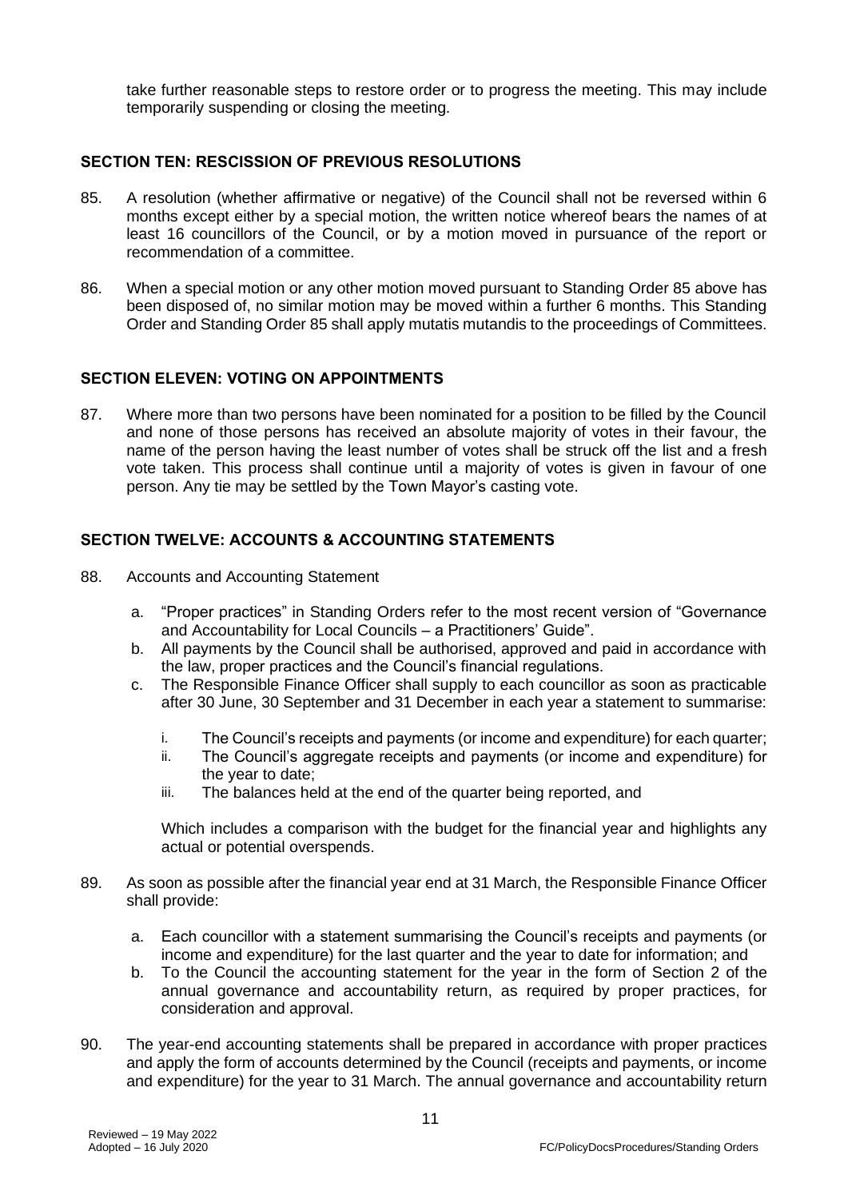take further reasonable steps to restore order or to progress the meeting. This may include temporarily suspending or closing the meeting.

## SECTION TEN: RESCISSION OF PREVIOUS RESOLUTIONS

85. A resolution (whether affirmative or negative) of the Council shall not be reversed within 6 months except either by a special motion, the written notice whereof bears the names of at least 16 councillors of the Council, or by a motion moved in pursuance of the report or recommendation of a committee.

86. When a special motion or any other motion moved pursuant to Standing Order 85 above has been disposed of, no similar motion may be moved within a further 6 months. This Standing Order and Standing Order 85 shall apply mutatis mutandis to the proceedings of Committees.

## SECTION ELEVEN: VOTING ON APPOINTMENTS

87. Where more than two persons have been nominated for a position to be filled by the Council and none of those persons has received an absolute majority of votes in their favour, the name of the person having the least number of votes shall be struck off the list and a fresh vote taken. This process shall continue until a majority of votes is given in favour of one person. Any tie may be settled by the Town Mayor's casting vote.

## SECTION TWELVE: ACCOUNTS & ACCOUNTING STATEMENTS

88. Accounts and Accounting Statement

    a. "Proper practices" in Standing Orders refer to the most recent version of "Governance and Accountability for Local Councils – a Practitioners' Guide".
    b. All payments by the Council shall be authorised, approved and paid in accordance with the law, proper practices and the Council's financial regulations.
    c. The Responsible Finance Officer shall supply to each councillor as soon as practicable after 30 June, 30 September and 31 December in each year a statement to summarise:

        i. The Council's receipts and payments (or income and expenditure) for each quarter;
        ii. The Council's aggregate receipts and payments (or income and expenditure) for the year to date;
        iii. The balances held at the end of the quarter being reported, and

        Which includes a comparison with the budget for the financial year and highlights any actual or potential overspends.

89. As soon as possible after the financial year end at 31 March, the Responsible Finance Officer shall provide:

    a. Each councillor with a statement summarising the Council's receipts and payments (or income and expenditure) for the last quarter and the year to date for information; and
    b. To the Council the accounting statement for the year in the form of Section 2 of the annual governance and accountability return, as required by proper practices, for consideration and approval.

90. The year-end accounting statements shall be prepared in accordance with proper practices and apply the form of accounts determined by the Council (receipts and payments, or income and expenditure) for the year to 31 March. The annual governance and accountability return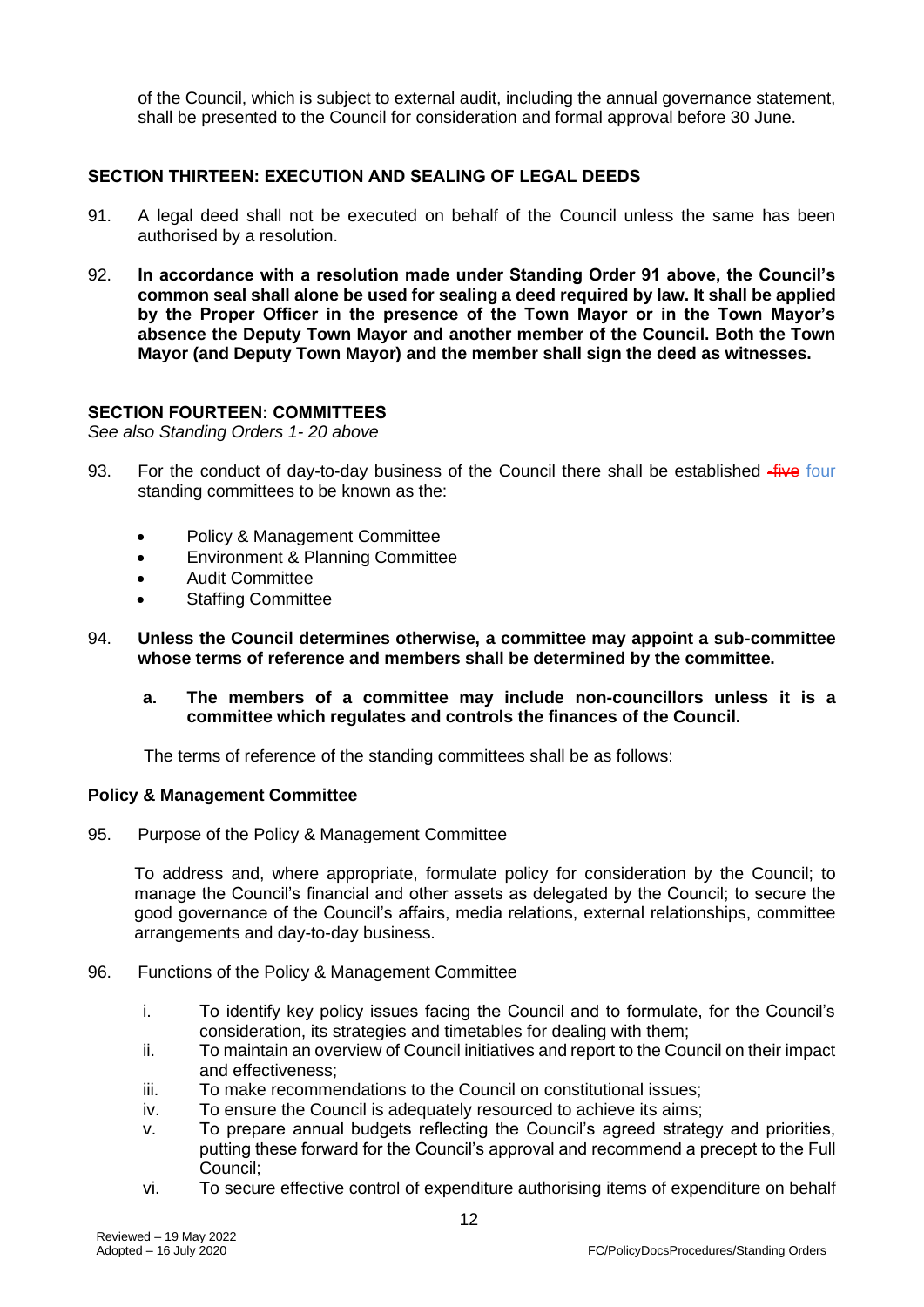of the Council, which is subject to external audit, including the annual governance statement, shall be presented to the Council for consideration and formal approval before 30 June.

## SECTION THIRTEEN: EXECUTION AND SEALING OF LEGAL DEEDS

91. A legal deed shall not be executed on behalf of the Council unless the same has been authorised by a resolution.

92. **In accordance with a resolution made under Standing Order 91 above, the Council's common seal shall alone be used for sealing a deed required by law. It shall be applied by the Proper Officer in the presence of the Town Mayor or in the Town Mayor's absence the Deputy Town Mayor and another member of the Council. Both the Town Mayor (and Deputy Town Mayor) and the member shall sign the deed as witnesses.**

## SECTION FOURTEEN: COMMITTEES

*See also Standing Orders 1- 20 above*

93. For the conduct of day-to-day business of the Council there shall be established ~~five~~ four standing committees to be known as the:

    - Policy & Management Committee
    - Environment & Planning Committee
    - Audit Committee
    - Staffing Committee

94. **Unless the Council determines otherwise, a committee may appoint a sub-committee whose terms of reference and members shall be determined by the committee.**

    **a. The members of a committee may include non-councillors unless it is a committee which regulates and controls the finances of the Council.**

The terms of reference of the standing committees shall be as follows:

### Policy & Management Committee

95. Purpose of the Policy & Management Committee

To address and, where appropriate, formulate policy for consideration by the Council; to manage the Council's financial and other assets as delegated by the Council; to secure the good governance of the Council's affairs, media relations, external relationships, committee arrangements and day-to-day business.

96. Functions of the Policy & Management Committee

    i. To identify key policy issues facing the Council and to formulate, for the Council's consideration, its strategies and timetables for dealing with them;
    ii. To maintain an overview of Council initiatives and report to the Council on their impact and effectiveness;
    iii. To make recommendations to the Council on constitutional issues;
    iv. To ensure the Council is adequately resourced to achieve its aims;
    v. To prepare annual budgets reflecting the Council's agreed strategy and priorities, putting these forward for the Council's approval and recommend a precept to the Full Council;
    vi. To secure effective control of expenditure authorising items of expenditure on behalf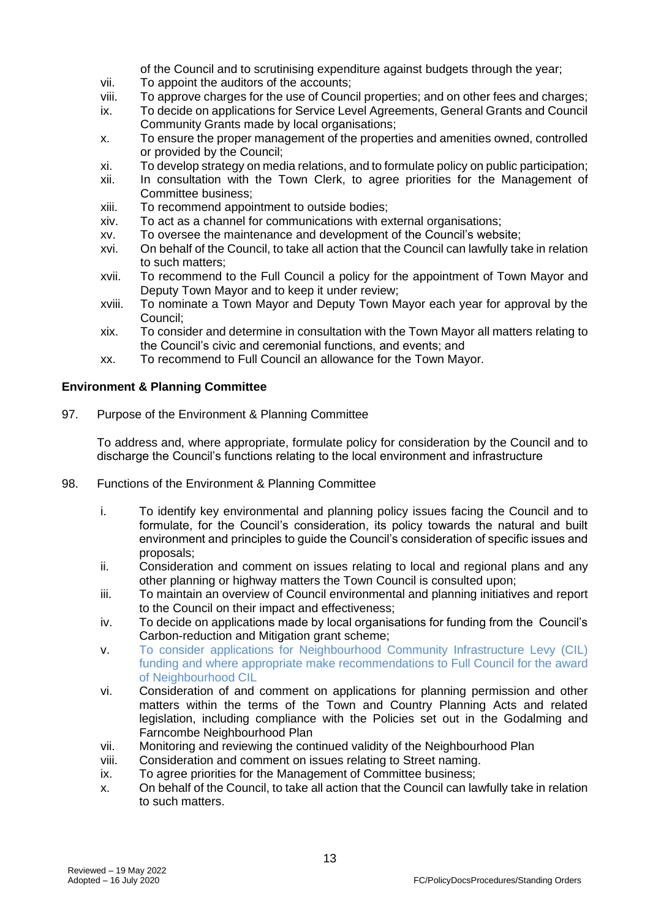of the Council and to scrutinising expenditure against budgets through the year;

vii. To appoint the auditors of the accounts;

viii. To approve charges for the use of Council properties; and on other fees and charges;

ix. To decide on applications for Service Level Agreements, General Grants and Council Community Grants made by local organisations;

x. To ensure the proper management of the properties and amenities owned, controlled or provided by the Council;

xi. To develop strategy on media relations, and to formulate policy on public participation;

xii. In consultation with the Town Clerk, to agree priorities for the Management of Committee business;

xiii. To recommend appointment to outside bodies;

xiv. To act as a channel for communications with external organisations;

xv. To oversee the maintenance and development of the Council's website;

xvi. On behalf of the Council, to take all action that the Council can lawfully take in relation to such matters;

xvii. To recommend to the Full Council a policy for the appointment of Town Mayor and Deputy Town Mayor and to keep it under review;

xviii. To nominate a Town Mayor and Deputy Town Mayor each year for approval by the Council;

xix. To consider and determine in consultation with the Town Mayor all matters relating to the Council's civic and ceremonial functions, and events; and

xx. To recommend to Full Council an allowance for the Town Mayor.

**Environment & Planning Committee**

97. Purpose of the Environment & Planning Committee

To address and, where appropriate, formulate policy for consideration by the Council and to discharge the Council's functions relating to the local environment and infrastructure

98. Functions of the Environment & Planning Committee

i. To identify key environmental and planning policy issues facing the Council and to formulate, for the Council's consideration, its policy towards the natural and built environment and principles to guide the Council's consideration of specific issues and proposals;

ii. Consideration and comment on issues relating to local and regional plans and any other planning or highway matters the Town Council is consulted upon;

iii. To maintain an overview of Council environmental and planning initiatives and report to the Council on their impact and effectiveness;

iv. To decide on applications made by local organisations for funding from the Council's Carbon-reduction and Mitigation grant scheme;

v. To consider applications for Neighbourhood Community Infrastructure Levy (CIL) funding and where appropriate make recommendations to Full Council for the award of Neighbourhood CIL

vi. Consideration of and comment on applications for planning permission and other matters within the terms of the Town and Country Planning Acts and related legislation, including compliance with the Policies set out in the Godalming and Farncombe Neighbourhood Plan

vii. Monitoring and reviewing the continued validity of the Neighbourhood Plan

viii. Consideration and comment on issues relating to Street naming.

ix. To agree priorities for the Management of Committee business;

x. On behalf of the Council, to take all action that the Council can lawfully take in relation to such matters.

Reviewed – 19 May 2022
Adopted – 16 July 2020

FC/PolicyDocsProcedures/Standing Orders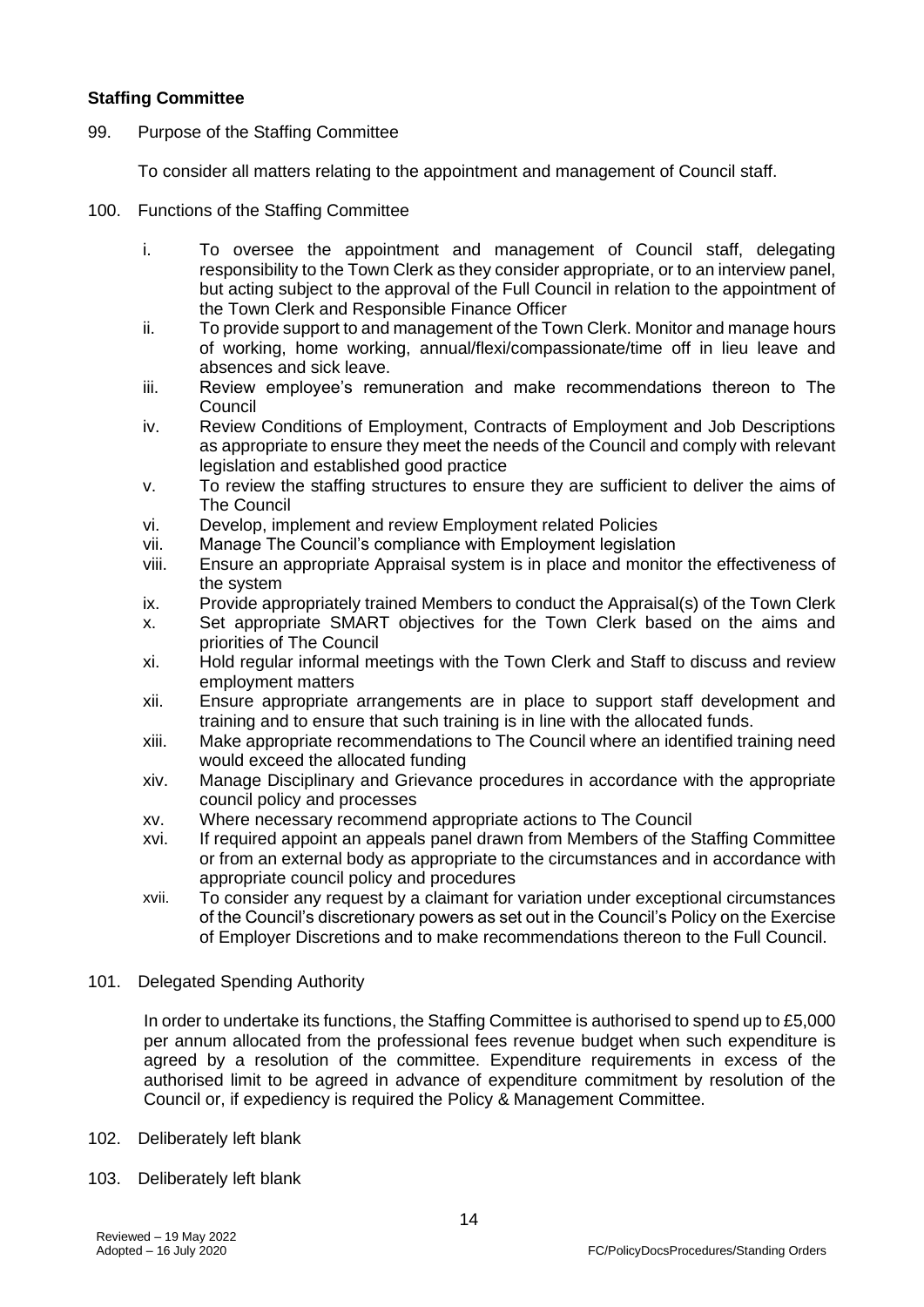**Staffing Committee**

99. Purpose of the Staffing Committee

    To consider all matters relating to the appointment and management of Council staff.

100. Functions of the Staffing Committee

    i. To oversee the appointment and management of Council staff, delegating responsibility to the Town Clerk as they consider appropriate, or to an interview panel, but acting subject to the approval of the Full Council in relation to the appointment of the Town Clerk and Responsible Finance Officer
    ii. To provide support to and management of the Town Clerk. Monitor and manage hours of working, home working, annual/flexi/compassionate/time off in lieu leave and absences and sick leave.
    iii. Review employee's remuneration and make recommendations thereon to The Council
    iv. Review Conditions of Employment, Contracts of Employment and Job Descriptions as appropriate to ensure they meet the needs of the Council and comply with relevant legislation and established good practice
    v. To review the staffing structures to ensure they are sufficient to deliver the aims of The Council
    vi. Develop, implement and review Employment related Policies
    vii. Manage The Council's compliance with Employment legislation
    viii. Ensure an appropriate Appraisal system is in place and monitor the effectiveness of the system
    ix. Provide appropriately trained Members to conduct the Appraisal(s) of the Town Clerk
    x. Set appropriate SMART objectives for the Town Clerk based on the aims and priorities of The Council
    xi. Hold regular informal meetings with the Town Clerk and Staff to discuss and review employment matters
    xii. Ensure appropriate arrangements are in place to support staff development and training and to ensure that such training is in line with the allocated funds.
    xiii. Make appropriate recommendations to The Council where an identified training need would exceed the allocated funding
    xiv. Manage Disciplinary and Grievance procedures in accordance with the appropriate council policy and processes
    xv. Where necessary recommend appropriate actions to The Council
    xvi. If required appoint an appeals panel drawn from Members of the Staffing Committee or from an external body as appropriate to the circumstances and in accordance with appropriate council policy and procedures
    xvii. To consider any request by a claimant for variation under exceptional circumstances of the Council's discretionary powers as set out in the Council's Policy on the Exercise of Employer Discretions and to make recommendations thereon to the Full Council.

101. Delegated Spending Authority

    In order to undertake its functions, the Staffing Committee is authorised to spend up to £5,000 per annum allocated from the professional fees revenue budget when such expenditure is agreed by a resolution of the committee. Expenditure requirements in excess of the authorised limit to be agreed in advance of expenditure commitment by resolution of the Council or, if expediency is required the Policy & Management Committee.

102. Deliberately left blank

103. Deliberately left blank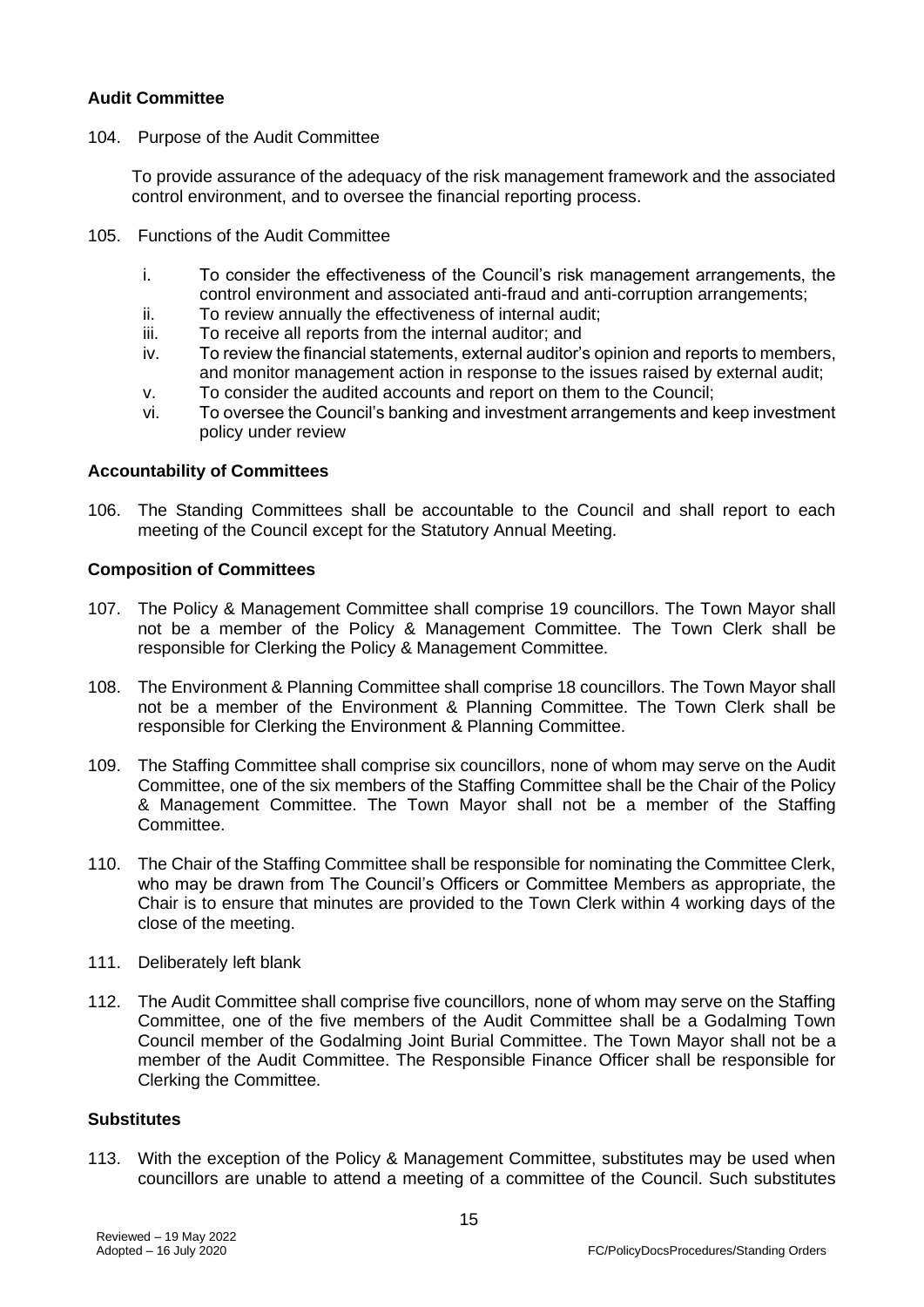**Audit Committee**

104. Purpose of the Audit Committee

To provide assurance of the adequacy of the risk management framework and the associated control environment, and to oversee the financial reporting process.

105. Functions of the Audit Committee

i. To consider the effectiveness of the Council's risk management arrangements, the control environment and associated anti-fraud and anti-corruption arrangements;
ii. To review annually the effectiveness of internal audit;
iii. To receive all reports from the internal auditor; and
iv. To review the financial statements, external auditor's opinion and reports to members, and monitor management action in response to the issues raised by external audit;
v. To consider the audited accounts and report on them to the Council;
vi. To oversee the Council's banking and investment arrangements and keep investment policy under review

**Accountability of Committees**

106. The Standing Committees shall be accountable to the Council and shall report to each meeting of the Council except for the Statutory Annual Meeting.

**Composition of Committees**

107. The Policy & Management Committee shall comprise 19 councillors. The Town Mayor shall not be a member of the Policy & Management Committee. The Town Clerk shall be responsible for Clerking the Policy & Management Committee.

108. The Environment & Planning Committee shall comprise 18 councillors. The Town Mayor shall not be a member of the Environment & Planning Committee. The Town Clerk shall be responsible for Clerking the Environment & Planning Committee.

109. The Staffing Committee shall comprise six councillors, none of whom may serve on the Audit Committee, one of the six members of the Staffing Committee shall be the Chair of the Policy & Management Committee. The Town Mayor shall not be a member of the Staffing Committee.

110. The Chair of the Staffing Committee shall be responsible for nominating the Committee Clerk, who may be drawn from The Council's Officers or Committee Members as appropriate, the Chair is to ensure that minutes are provided to the Town Clerk within 4 working days of the close of the meeting.

111. Deliberately left blank

112. The Audit Committee shall comprise five councillors, none of whom may serve on the Staffing Committee, one of the five members of the Audit Committee shall be a Godalming Town Council member of the Godalming Joint Burial Committee. The Town Mayor shall not be a member of the Audit Committee. The Responsible Finance Officer shall be responsible for Clerking the Committee.

**Substitutes**

113. With the exception of the Policy & Management Committee, substitutes may be used when councillors are unable to attend a meeting of a committee of the Council. Such substitutes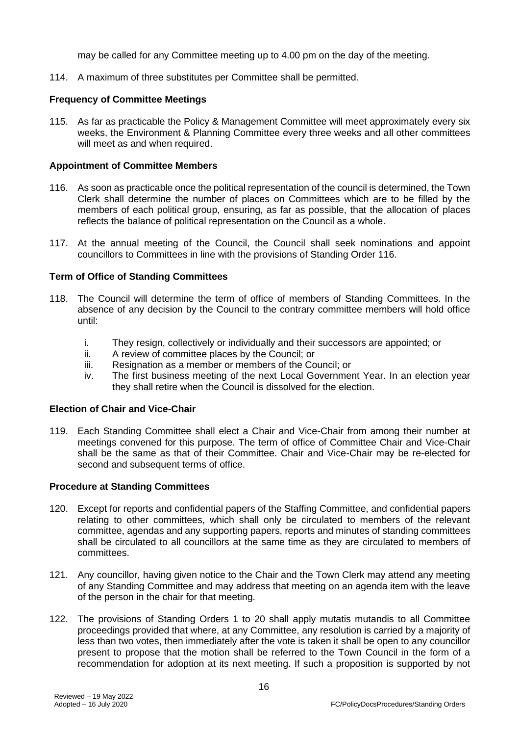may be called for any Committee meeting up to 4.00 pm on the day of the meeting.

114. A maximum of three substitutes per Committee shall be permitted.

**Frequency of Committee Meetings**

115. As far as practicable the Policy & Management Committee will meet approximately every six weeks, the Environment & Planning Committee every three weeks and all other committees will meet as and when required.

**Appointment of Committee Members**

116. As soon as practicable once the political representation of the council is determined, the Town Clerk shall determine the number of places on Committees which are to be filled by the members of each political group, ensuring, as far as possible, that the allocation of places reflects the balance of political representation on the Council as a whole.

117. At the annual meeting of the Council, the Council shall seek nominations and appoint councillors to Committees in line with the provisions of Standing Order 116.

**Term of Office of Standing Committees**

118. The Council will determine the term of office of members of Standing Committees. In the absence of any decision by the Council to the contrary committee members will hold office until:

    i. They resign, collectively or individually and their successors are appointed; or
    ii. A review of committee places by the Council; or
    iii. Resignation as a member or members of the Council; or
    iv. The first business meeting of the next Local Government Year. In an election year they shall retire when the Council is dissolved for the election.

**Election of Chair and Vice-Chair**

119. Each Standing Committee shall elect a Chair and Vice-Chair from among their number at meetings convened for this purpose. The term of office of Committee Chair and Vice-Chair shall be the same as that of their Committee. Chair and Vice-Chair may be re-elected for second and subsequent terms of office.

**Procedure at Standing Committees**

120. Except for reports and confidential papers of the Staffing Committee, and confidential papers relating to other committees, which shall only be circulated to members of the relevant committee, agendas and any supporting papers, reports and minutes of standing committees shall be circulated to all councillors at the same time as they are circulated to members of committees.

121. Any councillor, having given notice to the Chair and the Town Clerk may attend any meeting of any Standing Committee and may address that meeting on an agenda item with the leave of the person in the chair for that meeting.

122. The provisions of Standing Orders 1 to 20 shall apply mutatis mutandis to all Committee proceedings provided that where, at any Committee, any resolution is carried by a majority of less than two votes, then immediately after the vote is taken it shall be open to any councillor present to propose that the motion shall be referred to the Town Council in the form of a recommendation for adoption at its next meeting. If such a proposition is supported by not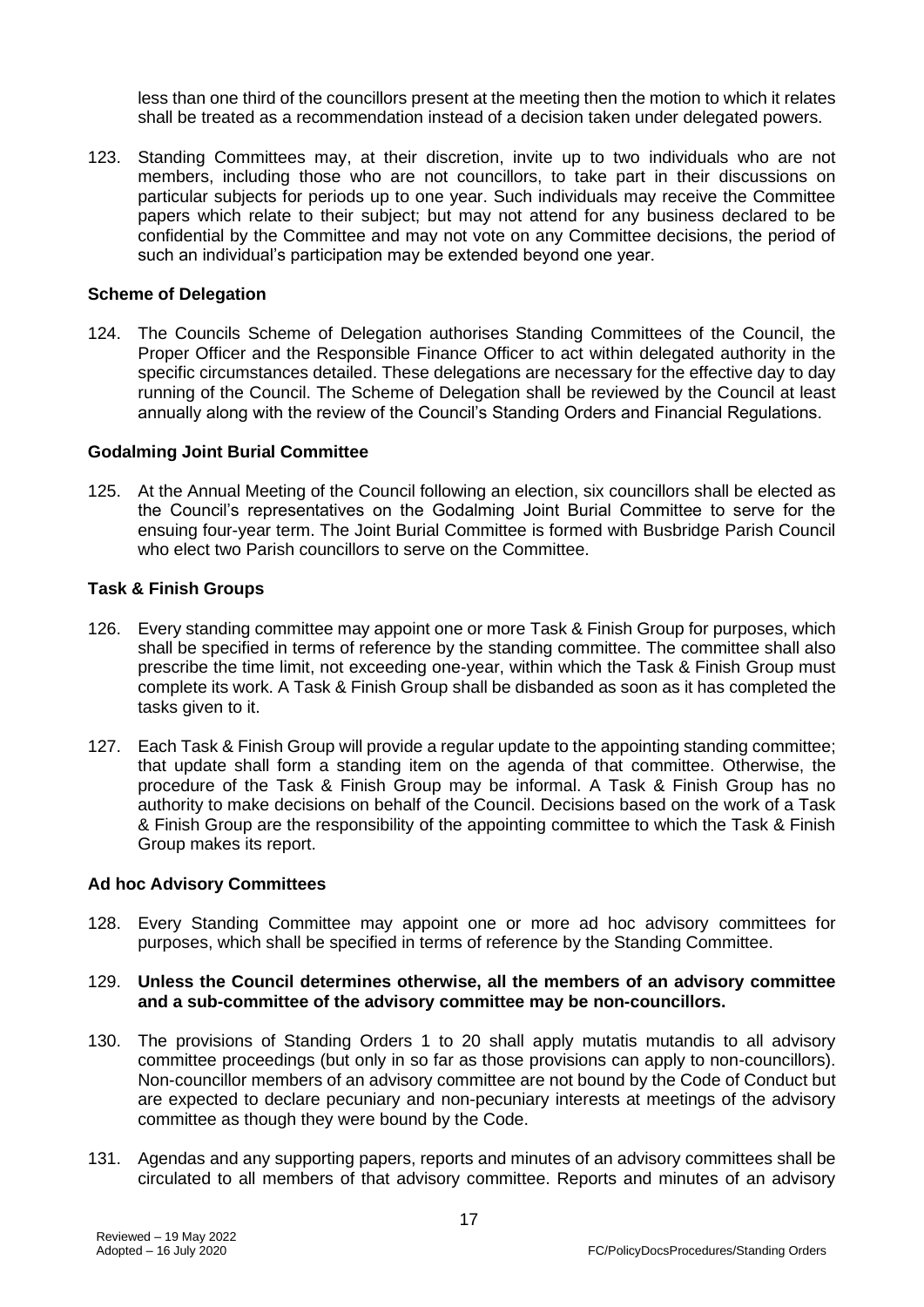less than one third of the councillors present at the meeting then the motion to which it relates shall be treated as a recommendation instead of a decision taken under delegated powers.

123. Standing Committees may, at their discretion, invite up to two individuals who are not members, including those who are not councillors, to take part in their discussions on particular subjects for periods up to one year. Such individuals may receive the Committee papers which relate to their subject; but may not attend for any business declared to be confidential by the Committee and may not vote on any Committee decisions, the period of such an individual's participation may be extended beyond one year.

**Scheme of Delegation**

124. The Councils Scheme of Delegation authorises Standing Committees of the Council, the Proper Officer and the Responsible Finance Officer to act within delegated authority in the specific circumstances detailed. These delegations are necessary for the effective day to day running of the Council. The Scheme of Delegation shall be reviewed by the Council at least annually along with the review of the Council's Standing Orders and Financial Regulations.

**Godalming Joint Burial Committee**

125. At the Annual Meeting of the Council following an election, six councillors shall be elected as the Council's representatives on the Godalming Joint Burial Committee to serve for the ensuing four-year term. The Joint Burial Committee is formed with Busbridge Parish Council who elect two Parish councillors to serve on the Committee.

**Task & Finish Groups**

126. Every standing committee may appoint one or more Task & Finish Group for purposes, which shall be specified in terms of reference by the standing committee. The committee shall also prescribe the time limit, not exceeding one-year, within which the Task & Finish Group must complete its work. A Task & Finish Group shall be disbanded as soon as it has completed the tasks given to it.

127. Each Task & Finish Group will provide a regular update to the appointing standing committee; that update shall form a standing item on the agenda of that committee. Otherwise, the procedure of the Task & Finish Group may be informal. A Task & Finish Group has no authority to make decisions on behalf of the Council. Decisions based on the work of a Task & Finish Group are the responsibility of the appointing committee to which the Task & Finish Group makes its report.

**Ad hoc Advisory Committees**

128. Every Standing Committee may appoint one or more ad hoc advisory committees for purposes, which shall be specified in terms of reference by the Standing Committee.

129. **Unless the Council determines otherwise, all the members of an advisory committee and a sub-committee of the advisory committee may be non-councillors.**

130. The provisions of Standing Orders 1 to 20 shall apply mutatis mutandis to all advisory committee proceedings (but only in so far as those provisions can apply to non-councillors). Non-councillor members of an advisory committee are not bound by the Code of Conduct but are expected to declare pecuniary and non-pecuniary interests at meetings of the advisory committee as though they were bound by the Code.

131. Agendas and any supporting papers, reports and minutes of an advisory committees shall be circulated to all members of that advisory committee. Reports and minutes of an advisory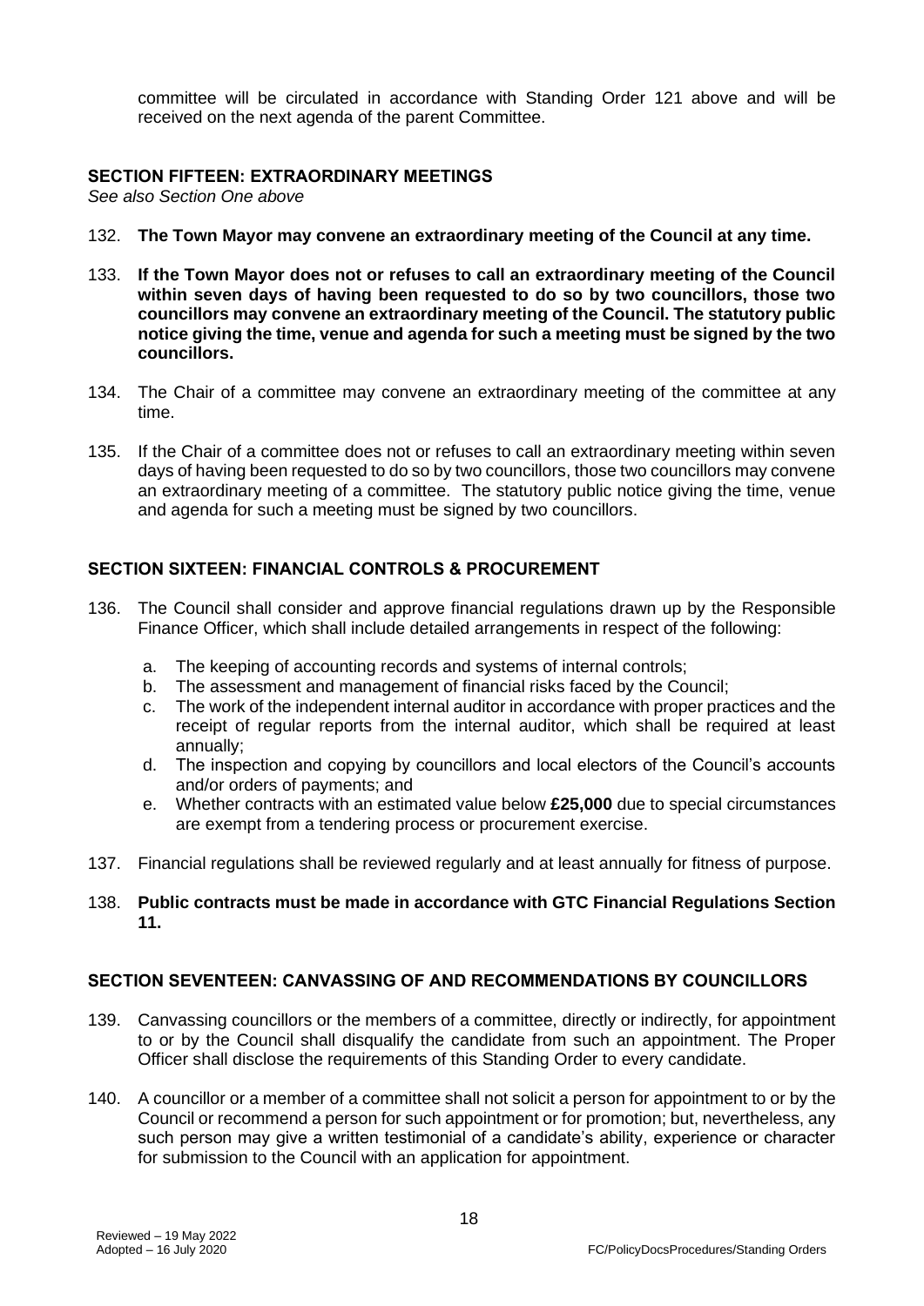committee will be circulated in accordance with Standing Order 121 above and will be received on the next agenda of the parent Committee.

## SECTION FIFTEEN: EXTRAORDINARY MEETINGS

*See also Section One above*

132. **The Town Mayor may convene an extraordinary meeting of the Council at any time.**

133. **If the Town Mayor does not or refuses to call an extraordinary meeting of the Council within seven days of having been requested to do so by two councillors, those two councillors may convene an extraordinary meeting of the Council. The statutory public notice giving the time, venue and agenda for such a meeting must be signed by the two councillors.**

134. The Chair of a committee may convene an extraordinary meeting of the committee at any time.

135. If the Chair of a committee does not or refuses to call an extraordinary meeting within seven days of having been requested to do so by two councillors, those two councillors may convene an extraordinary meeting of a committee. The statutory public notice giving the time, venue and agenda for such a meeting must be signed by two councillors.

## SECTION SIXTEEN: FINANCIAL CONTROLS & PROCUREMENT

136. The Council shall consider and approve financial regulations drawn up by the Responsible Finance Officer, which shall include detailed arrangements in respect of the following:

    a. The keeping of accounting records and systems of internal controls;
    b. The assessment and management of financial risks faced by the Council;
    c. The work of the independent internal auditor in accordance with proper practices and the receipt of regular reports from the internal auditor, which shall be required at least annually;
    d. The inspection and copying by councillors and local electors of the Council's accounts and/or orders of payments; and
    e. Whether contracts with an estimated value below **£25,000** due to special circumstances are exempt from a tendering process or procurement exercise.

137. Financial regulations shall be reviewed regularly and at least annually for fitness of purpose.

138. **Public contracts must be made in accordance with GTC Financial Regulations Section 11.**

## SECTION SEVENTEEN: CANVASSING OF AND RECOMMENDATIONS BY COUNCILLORS

139. Canvassing councillors or the members of a committee, directly or indirectly, for appointment to or by the Council shall disqualify the candidate from such an appointment. The Proper Officer shall disclose the requirements of this Standing Order to every candidate.

140. A councillor or a member of a committee shall not solicit a person for appointment to or by the Council or recommend a person for such appointment or for promotion; but, nevertheless, any such person may give a written testimonial of a candidate's ability, experience or character for submission to the Council with an application for appointment.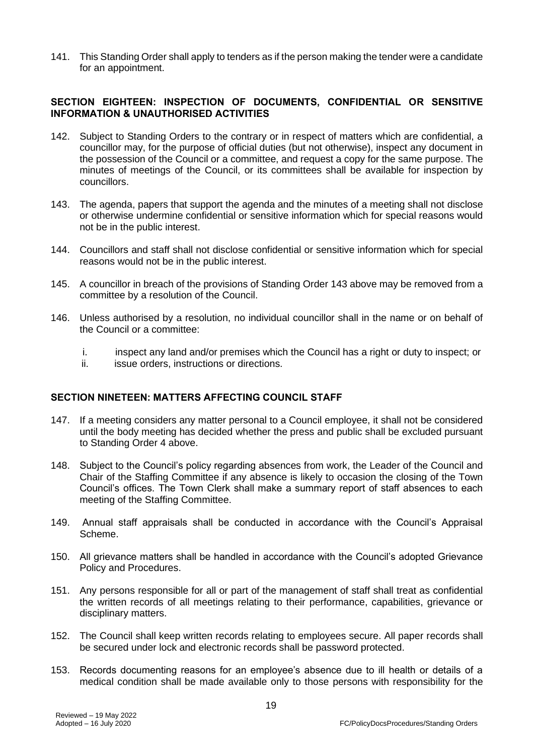141. This Standing Order shall apply to tenders as if the person making the tender were a candidate for an appointment.

**SECTION EIGHTEEN: INSPECTION OF DOCUMENTS, CONFIDENTIAL OR SENSITIVE INFORMATION & UNAUTHORISED ACTIVITIES**

142. Subject to Standing Orders to the contrary or in respect of matters which are confidential, a councillor may, for the purpose of official duties (but not otherwise), inspect any document in the possession of the Council or a committee, and request a copy for the same purpose. The minutes of meetings of the Council, or its committees shall be available for inspection by councillors.

143. The agenda, papers that support the agenda and the minutes of a meeting shall not disclose or otherwise undermine confidential or sensitive information which for special reasons would not be in the public interest.

144. Councillors and staff shall not disclose confidential or sensitive information which for special reasons would not be in the public interest.

145. A councillor in breach of the provisions of Standing Order 143 above may be removed from a committee by a resolution of the Council.

146. Unless authorised by a resolution, no individual councillor shall in the name or on behalf of the Council or a committee:

    i. inspect any land and/or premises which the Council has a right or duty to inspect; or
    ii. issue orders, instructions or directions.

**SECTION NINETEEN: MATTERS AFFECTING COUNCIL STAFF**

147. If a meeting considers any matter personal to a Council employee, it shall not be considered until the body meeting has decided whether the press and public shall be excluded pursuant to Standing Order 4 above.

148. Subject to the Council's policy regarding absences from work, the Leader of the Council and Chair of the Staffing Committee if any absence is likely to occasion the closing of the Town Council's offices. The Town Clerk shall make a summary report of staff absences to each meeting of the Staffing Committee.

149. Annual staff appraisals shall be conducted in accordance with the Council's Appraisal Scheme.

150. All grievance matters shall be handled in accordance with the Council's adopted Grievance Policy and Procedures.

151. Any persons responsible for all or part of the management of staff shall treat as confidential the written records of all meetings relating to their performance, capabilities, grievance or disciplinary matters.

152. The Council shall keep written records relating to employees secure. All paper records shall be secured under lock and electronic records shall be password protected.

153. Records documenting reasons for an employee's absence due to ill health or details of a medical condition shall be made available only to those persons with responsibility for the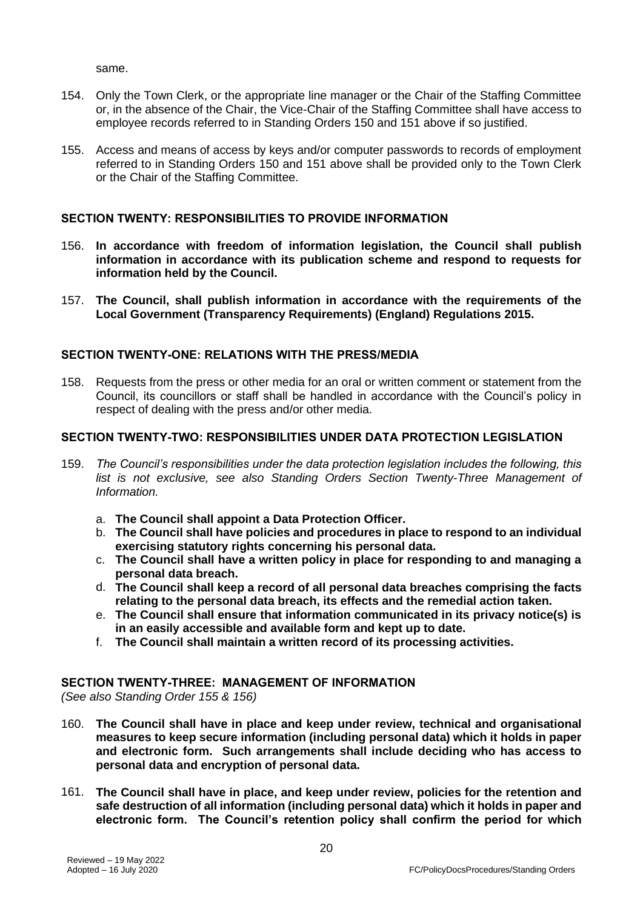same.

154. Only the Town Clerk, or the appropriate line manager or the Chair of the Staffing Committee or, in the absence of the Chair, the Vice-Chair of the Staffing Committee shall have access to employee records referred to in Standing Orders 150 and 151 above if so justified.

155. Access and means of access by keys and/or computer passwords to records of employment referred to in Standing Orders 150 and 151 above shall be provided only to the Town Clerk or the Chair of the Staffing Committee.

## SECTION TWENTY: RESPONSIBILITIES TO PROVIDE INFORMATION

156. **In accordance with freedom of information legislation, the Council shall publish information in accordance with its publication scheme and respond to requests for information held by the Council.**

157. **The Council, shall publish information in accordance with the requirements of the Local Government (Transparency Requirements) (England) Regulations 2015.**

## SECTION TWENTY-ONE: RELATIONS WITH THE PRESS/MEDIA

158. Requests from the press or other media for an oral or written comment or statement from the Council, its councillors or staff shall be handled in accordance with the Council's policy in respect of dealing with the press and/or other media.

## SECTION TWENTY-TWO: RESPONSIBILITIES UNDER DATA PROTECTION LEGISLATION

159. *The Council's responsibilities under the data protection legislation includes the following, this list is not exclusive, see also Standing Orders Section Twenty-Three Management of Information.*

    a. **The Council shall appoint a Data Protection Officer.**
    b. **The Council shall have policies and procedures in place to respond to an individual exercising statutory rights concerning his personal data.**
    c. **The Council shall have a written policy in place for responding to and managing a personal data breach.**
    d. **The Council shall keep a record of all personal data breaches comprising the facts relating to the personal data breach, its effects and the remedial action taken.**
    e. **The Council shall ensure that information communicated in its privacy notice(s) is in an easily accessible and available form and kept up to date.**
    f. **The Council shall maintain a written record of its processing activities.**

## SECTION TWENTY-THREE: MANAGEMENT OF INFORMATION

*(See also Standing Order 155 & 156)*

160. **The Council shall have in place and keep under review, technical and organisational measures to keep secure information (including personal data) which it holds in paper and electronic form. Such arrangements shall include deciding who has access to personal data and encryption of personal data.**

161. **The Council shall have in place, and keep under review, policies for the retention and safe destruction of all information (including personal data) which it holds in paper and electronic form. The Council's retention policy shall confirm the period for which**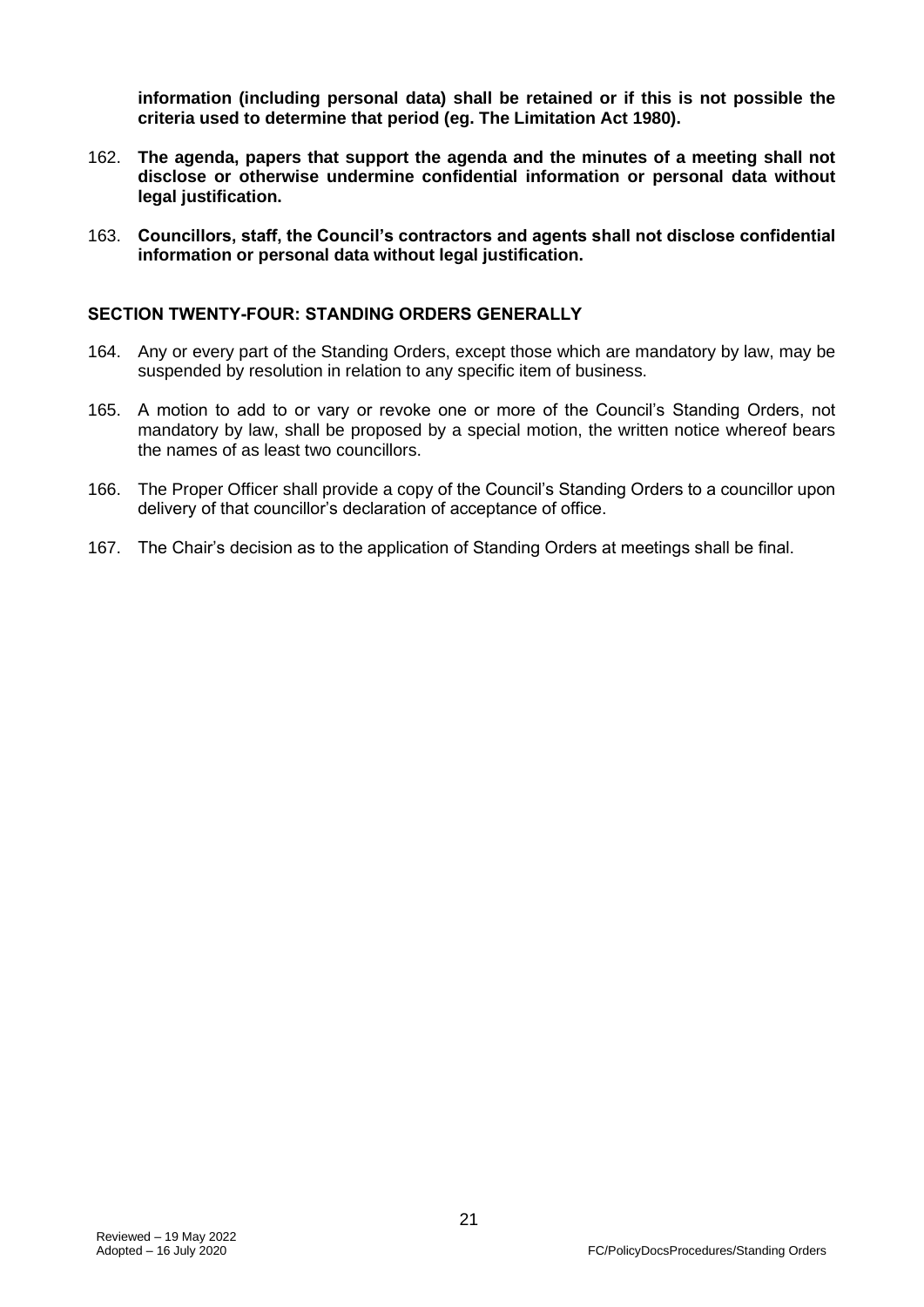**information (including personal data) shall be retained or if this is not possible the criteria used to determine that period (eg. The Limitation Act 1980).**

162. **The agenda, papers that support the agenda and the minutes of a meeting shall not disclose or otherwise undermine confidential information or personal data without legal justification.**

163. **Councillors, staff, the Council's contractors and agents shall not disclose confidential information or personal data without legal justification.**

## SECTION TWENTY-FOUR: STANDING ORDERS GENERALLY

164. Any or every part of the Standing Orders, except those which are mandatory by law, may be suspended by resolution in relation to any specific item of business.

165. A motion to add to or vary or revoke one or more of the Council's Standing Orders, not mandatory by law, shall be proposed by a special motion, the written notice whereof bears the names of as least two councillors.

166. The Proper Officer shall provide a copy of the Council's Standing Orders to a councillor upon delivery of that councillor's declaration of acceptance of office.

167. The Chair's decision as to the application of Standing Orders at meetings shall be final.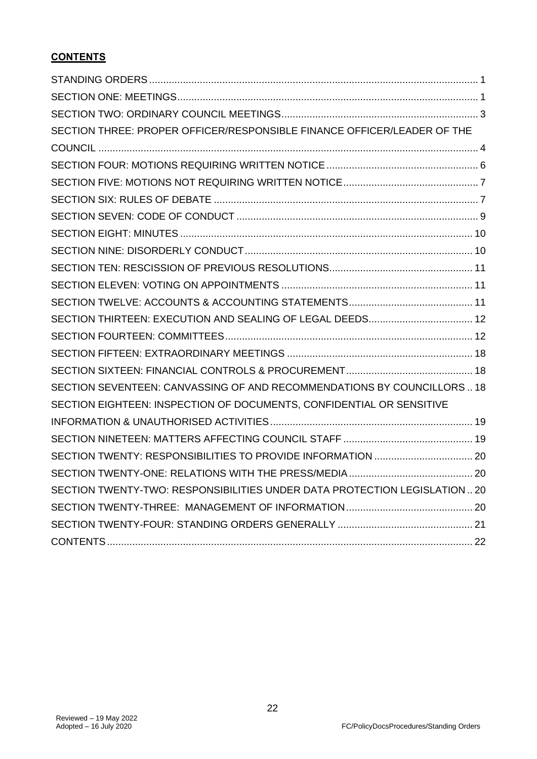## CONTENTS

STANDING ORDERS ..... 1
SECTION ONE: MEETINGS ..... 1
SECTION TWO: ORDINARY COUNCIL MEETINGS ..... 3
SECTION THREE: PROPER OFFICER/RESPONSIBLE FINANCE OFFICER/LEADER OF THE COUNCIL ..... 4
SECTION FOUR: MOTIONS REQUIRING WRITTEN NOTICE ..... 6
SECTION FIVE: MOTIONS NOT REQUIRING WRITTEN NOTICE ..... 7
SECTION SIX: RULES OF DEBATE ..... 7
SECTION SEVEN: CODE OF CONDUCT ..... 9
SECTION EIGHT: MINUTES ..... 10
SECTION NINE: DISORDERLY CONDUCT ..... 10
SECTION TEN: RESCISSION OF PREVIOUS RESOLUTIONS ..... 11
SECTION ELEVEN: VOTING ON APPOINTMENTS ..... 11
SECTION TWELVE: ACCOUNTS & ACCOUNTING STATEMENTS ..... 11
SECTION THIRTEEN: EXECUTION AND SEALING OF LEGAL DEEDS ..... 12
SECTION FOURTEEN: COMMITTEES ..... 12
SECTION FIFTEEN: EXTRAORDINARY MEETINGS ..... 18
SECTION SIXTEEN: FINANCIAL CONTROLS & PROCUREMENT ..... 18
SECTION SEVENTEEN: CANVASSING OF AND RECOMMENDATIONS BY COUNCILLORS .. 18
SECTION EIGHTEEN: INSPECTION OF DOCUMENTS, CONFIDENTIAL OR SENSITIVE INFORMATION & UNAUTHORISED ACTIVITIES ..... 19
SECTION NINETEEN: MATTERS AFFECTING COUNCIL STAFF ..... 19
SECTION TWENTY: RESPONSIBILITIES TO PROVIDE INFORMATION ..... 20
SECTION TWENTY-ONE: RELATIONS WITH THE PRESS/MEDIA ..... 20
SECTION TWENTY-TWO: RESPONSIBILITIES UNDER DATA PROTECTION LEGISLATION .. 20
SECTION TWENTY-THREE: MANAGEMENT OF INFORMATION ..... 20
SECTION TWENTY-FOUR: STANDING ORDERS GENERALLY ..... 21
CONTENTS ..... 22

Reviewed – 19 May 2022
Adopted – 16 July 2020

FC/PolicyDocsProcedures/Standing Orders